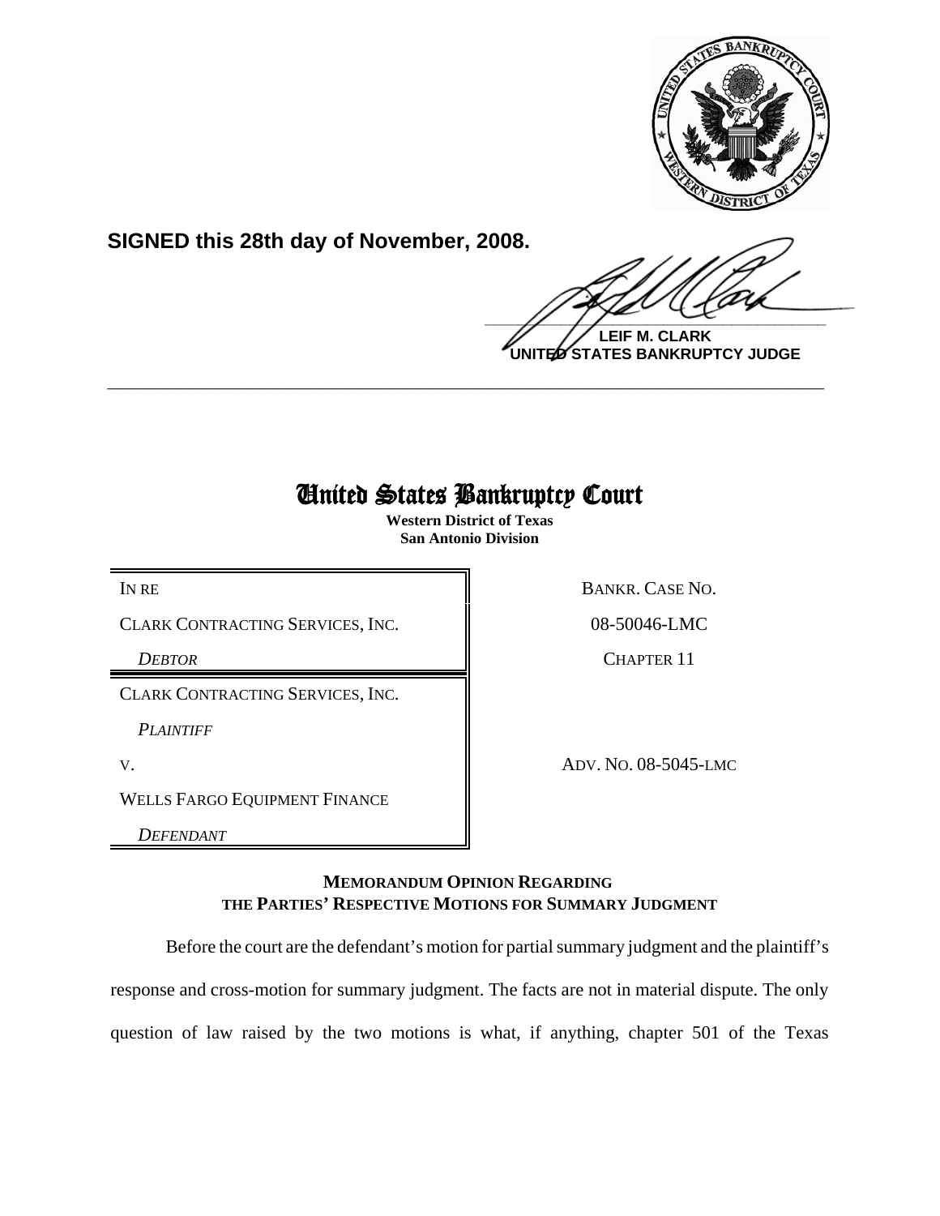**SIGNED this 28th day of November, 2008.**

**LEIF M. CLARK**
**UNITED STATES BANKRUPTCY JUDGE**

---

# United States Bankruptcy Court

**Western District of Texas**
**San Antonio Division**

| | |
|---|---|
| IN RE | BANKR. CASE NO. |
| CLARK CONTRACTING SERVICES, INC. | 08-50046-LMC |
| *DEBTOR* | CHAPTER 11 |
| CLARK CONTRACTING SERVICES, INC. | |
| *PLAINTIFF* | |
| V. | ADV. NO. 08-5045-LMC |
| WELLS FARGO EQUIPMENT FINANCE | |
| *DEFENDANT* | |

## MEMORANDUM OPINION REGARDING THE PARTIES' RESPECTIVE MOTIONS FOR SUMMARY JUDGMENT

Before the court are the defendant's motion for partial summary judgment and the plaintiff's response and cross-motion for summary judgment. The facts are not in material dispute. The only question of law raised by the two motions is what, if anything, chapter 501 of the Texas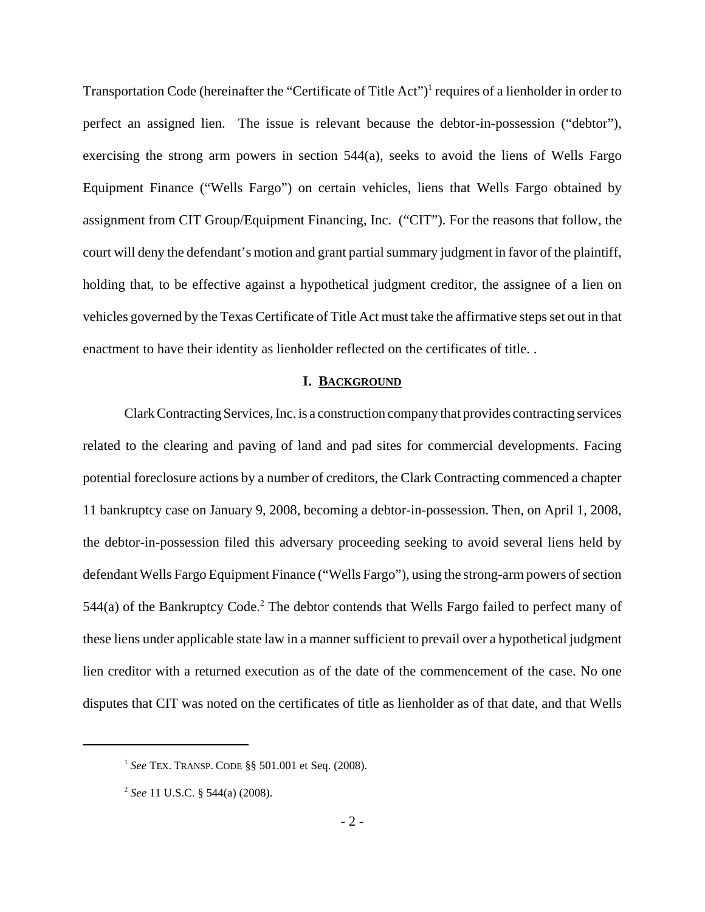Transportation Code (hereinafter the "Certificate of Title Act")[1] requires of a lienholder in order to perfect an assigned lien. The issue is relevant because the debtor-in-possession ("debtor"), exercising the strong arm powers in section 544(a), seeks to avoid the liens of Wells Fargo Equipment Finance ("Wells Fargo") on certain vehicles, liens that Wells Fargo obtained by assignment from CIT Group/Equipment Financing, Inc. ("CIT"). For the reasons that follow, the court will deny the defendant's motion and grant partial summary judgment in favor of the plaintiff, holding that, to be effective against a hypothetical judgment creditor, the assignee of a lien on vehicles governed by the Texas Certificate of Title Act must take the affirmative steps set out in that enactment to have their identity as lienholder reflected on the certificates of title. .

## I. BACKGROUND

Clark Contracting Services, Inc. is a construction company that provides contracting services related to the clearing and paving of land and pad sites for commercial developments. Facing potential foreclosure actions by a number of creditors, the Clark Contracting commenced a chapter 11 bankruptcy case on January 9, 2008, becoming a debtor-in-possession. Then, on April 1, 2008, the debtor-in-possession filed this adversary proceeding seeking to avoid several liens held by defendant Wells Fargo Equipment Finance ("Wells Fargo"), using the strong-arm powers of section 544(a) of the Bankruptcy Code.[2] The debtor contends that Wells Fargo failed to perfect many of these liens under applicable state law in a manner sufficient to prevail over a hypothetical judgment lien creditor with a returned execution as of the date of the commencement of the case. No one disputes that CIT was noted on the certificates of title as lienholder as of that date, and that Wells

---

[1] *See* TEX. TRANSP. CODE §§ 501.001 et Seq. (2008).

[2] *See* 11 U.S.C. § 544(a) (2008).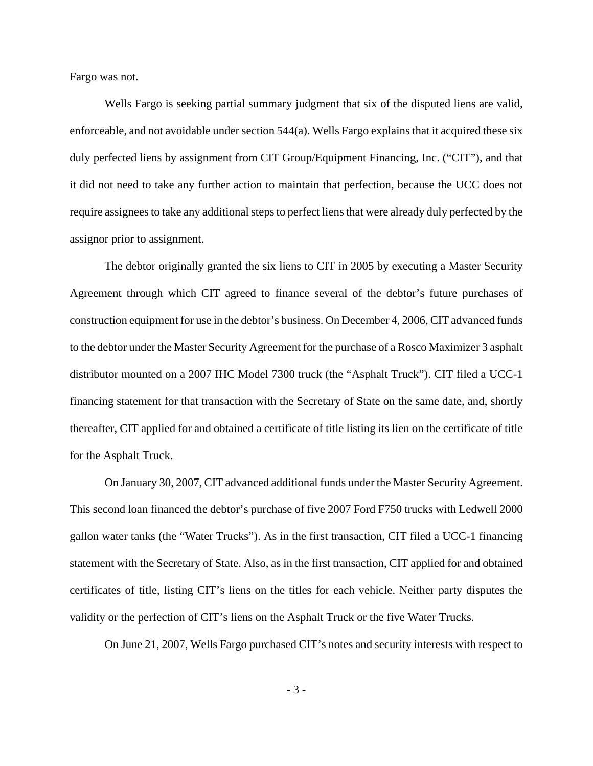Fargo was not.

Wells Fargo is seeking partial summary judgment that six of the disputed liens are valid, enforceable, and not avoidable under section 544(a). Wells Fargo explains that it acquired these six duly perfected liens by assignment from CIT Group/Equipment Financing, Inc. ("CIT"), and that it did not need to take any further action to maintain that perfection, because the UCC does not require assignees to take any additional steps to perfect liens that were already duly perfected by the assignor prior to assignment.

The debtor originally granted the six liens to CIT in 2005 by executing a Master Security Agreement through which CIT agreed to finance several of the debtor's future purchases of construction equipment for use in the debtor's business. On December 4, 2006, CIT advanced funds to the debtor under the Master Security Agreement for the purchase of a Rosco Maximizer 3 asphalt distributor mounted on a 2007 IHC Model 7300 truck (the "Asphalt Truck"). CIT filed a UCC-1 financing statement for that transaction with the Secretary of State on the same date, and, shortly thereafter, CIT applied for and obtained a certificate of title listing its lien on the certificate of title for the Asphalt Truck.

On January 30, 2007, CIT advanced additional funds under the Master Security Agreement. This second loan financed the debtor's purchase of five 2007 Ford F750 trucks with Ledwell 2000 gallon water tanks (the "Water Trucks"). As in the first transaction, CIT filed a UCC-1 financing statement with the Secretary of State. Also, as in the first transaction, CIT applied for and obtained certificates of title, listing CIT's liens on the titles for each vehicle. Neither party disputes the validity or the perfection of CIT's liens on the Asphalt Truck or the five Water Trucks.

On June 21, 2007, Wells Fargo purchased CIT's notes and security interests with respect to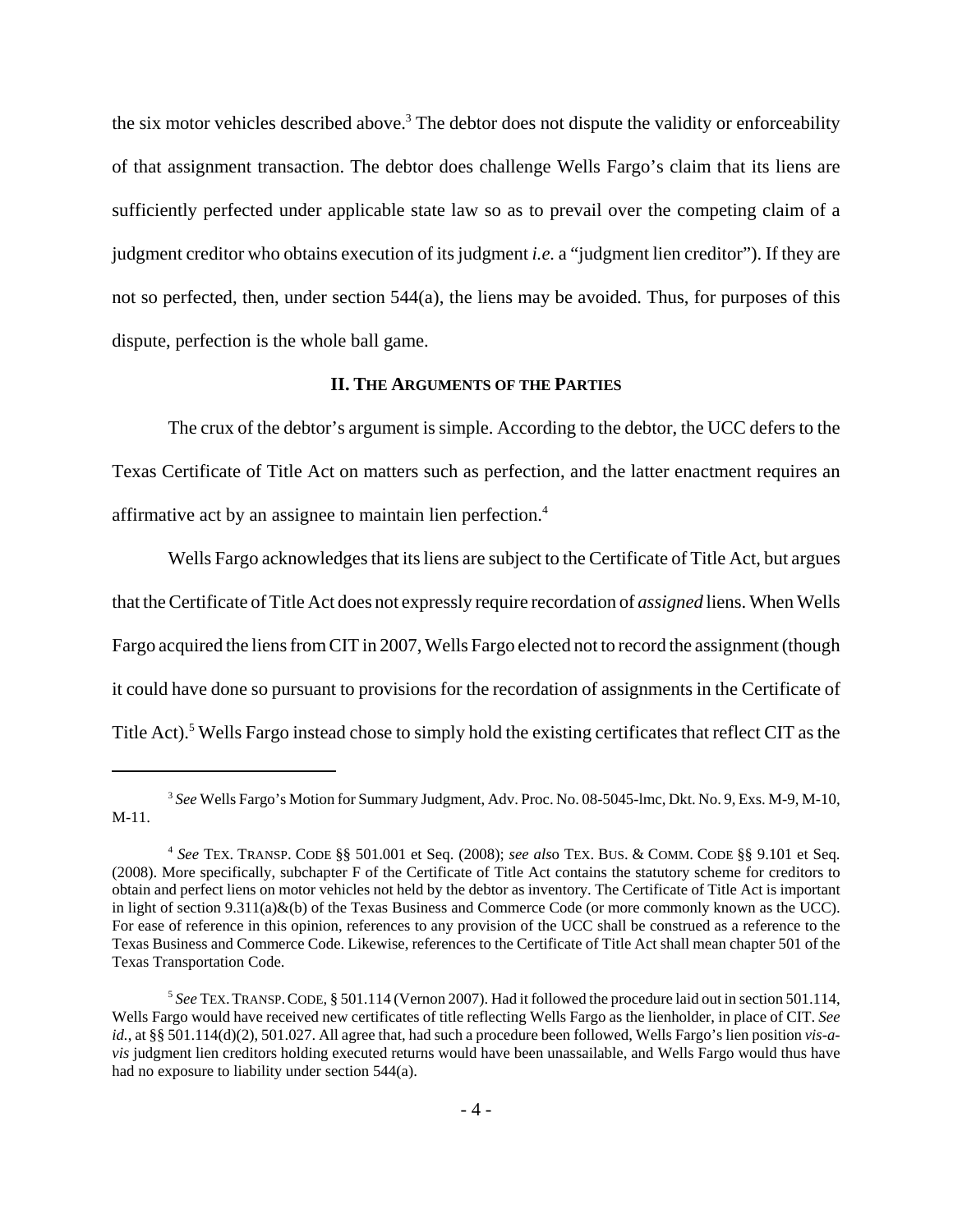the six motor vehicles described above.[3] The debtor does not dispute the validity or enforceability of that assignment transaction. The debtor does challenge Wells Fargo's claim that its liens are sufficiently perfected under applicable state law so as to prevail over the competing claim of a judgment creditor who obtains execution of its judgment *i.e.* a "judgment lien creditor"). If they are not so perfected, then, under section 544(a), the liens may be avoided. Thus, for purposes of this dispute, perfection is the whole ball game.

## II. The Arguments of the Parties

The crux of the debtor's argument is simple. According to the debtor, the UCC defers to the Texas Certificate of Title Act on matters such as perfection, and the latter enactment requires an affirmative act by an assignee to maintain lien perfection.[4]

Wells Fargo acknowledges that its liens are subject to the Certificate of Title Act, but argues that the Certificate of Title Act does not expressly require recordation of *assigned* liens. When Wells Fargo acquired the liens from CIT in 2007, Wells Fargo elected not to record the assignment (though it could have done so pursuant to provisions for the recordation of assignments in the Certificate of Title Act).[5] Wells Fargo instead chose to simply hold the existing certificates that reflect CIT as the

---

[3] *See* Wells Fargo's Motion for Summary Judgment, Adv. Proc. No. 08-5045-lmc, Dkt. No. 9, Exs. M-9, M-10, M-11.

[4] *See* TEX. TRANSP. CODE §§ 501.001 et Seq. (2008); *see also* TEX. BUS. & COMM. CODE §§ 9.101 et Seq. (2008). More specifically, subchapter F of the Certificate of Title Act contains the statutory scheme for creditors to obtain and perfect liens on motor vehicles not held by the debtor as inventory. The Certificate of Title Act is important in light of section 9.311(a)&(b) of the Texas Business and Commerce Code (or more commonly known as the UCC). For ease of reference in this opinion, references to any provision of the UCC shall be construed as a reference to the Texas Business and Commerce Code. Likewise, references to the Certificate of Title Act shall mean chapter 501 of the Texas Transportation Code.

[5] *See* TEX. TRANSP. CODE, § 501.114 (Vernon 2007). Had it followed the procedure laid out in section 501.114, Wells Fargo would have received new certificates of title reflecting Wells Fargo as the lienholder, in place of CIT. *See id.*, at §§ 501.114(d)(2), 501.027. All agree that, had such a procedure been followed, Wells Fargo's lien position *vis-a-vis* judgment lien creditors holding executed returns would have been unassailable, and Wells Fargo would thus have had no exposure to liability under section 544(a).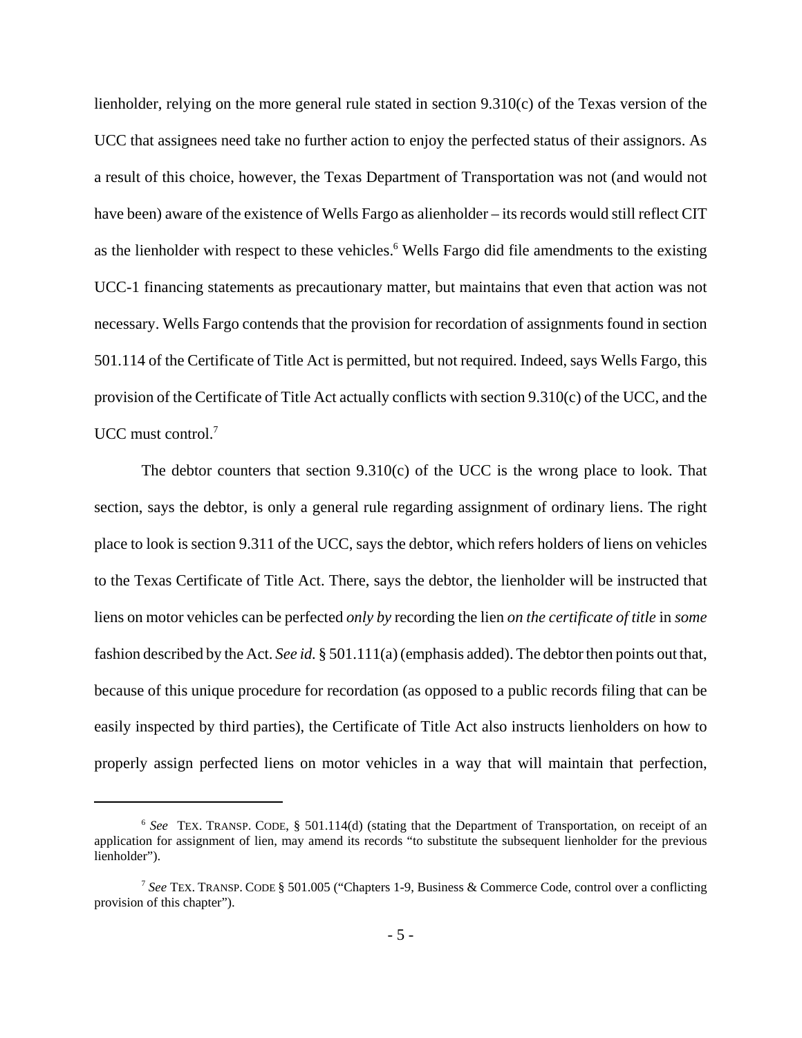lienholder, relying on the more general rule stated in section 9.310(c) of the Texas version of the UCC that assignees need take no further action to enjoy the perfected status of their assignors. As a result of this choice, however, the Texas Department of Transportation was not (and would not have been) aware of the existence of Wells Fargo as alienholder – its records would still reflect CIT as the lienholder with respect to these vehicles.[6] Wells Fargo did file amendments to the existing UCC-1 financing statements as precautionary matter, but maintains that even that action was not necessary. Wells Fargo contends that the provision for recordation of assignments found in section 501.114 of the Certificate of Title Act is permitted, but not required. Indeed, says Wells Fargo, this provision of the Certificate of Title Act actually conflicts with section 9.310(c) of the UCC, and the UCC must control.[7]

The debtor counters that section 9.310(c) of the UCC is the wrong place to look. That section, says the debtor, is only a general rule regarding assignment of ordinary liens. The right place to look is section 9.311 of the UCC, says the debtor, which refers holders of liens on vehicles to the Texas Certificate of Title Act. There, says the debtor, the lienholder will be instructed that liens on motor vehicles can be perfected *only by* recording the lien *on the certificate of title* in *some* fashion described by the Act. *See id.* § 501.111(a) (emphasis added). The debtor then points out that, because of this unique procedure for recordation (as opposed to a public records filing that can be easily inspected by third parties), the Certificate of Title Act also instructs lienholders on how to properly assign perfected liens on motor vehicles in a way that will maintain that perfection,

---

[6] *See* TEX. TRANSP. CODE, § 501.114(d) (stating that the Department of Transportation, on receipt of an application for assignment of lien, may amend its records "to substitute the subsequent lienholder for the previous lienholder").

[7] *See* TEX. TRANSP. CODE § 501.005 ("Chapters 1-9, Business & Commerce Code, control over a conflicting provision of this chapter").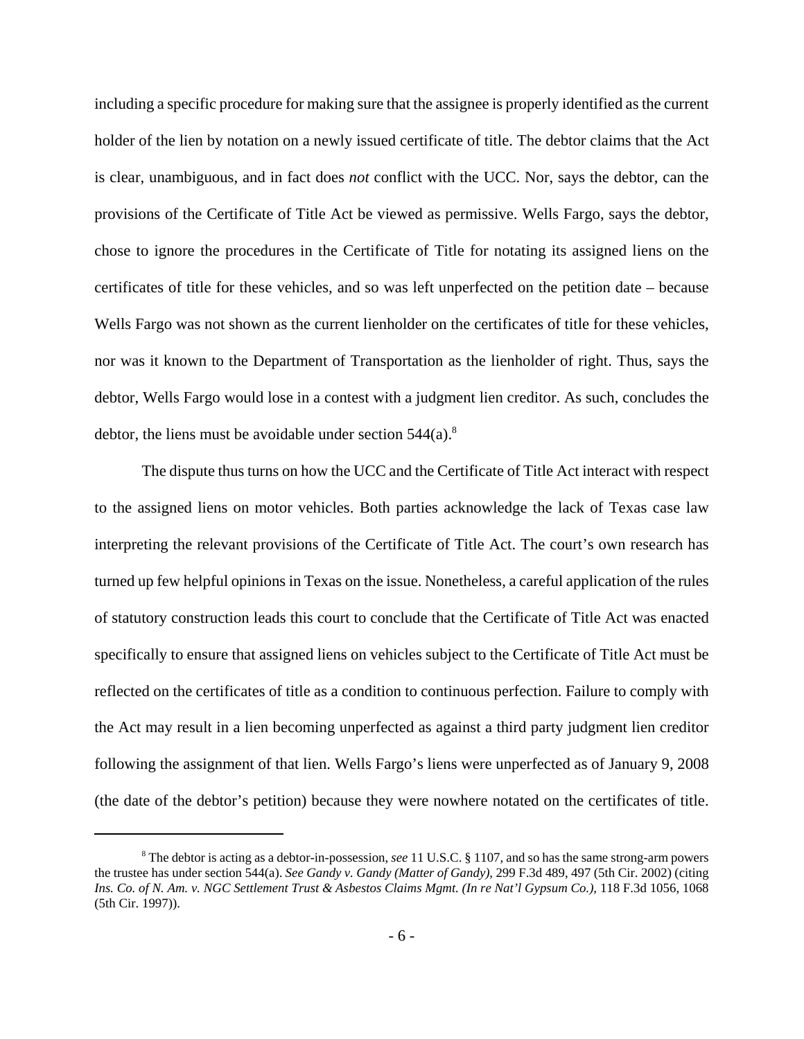including a specific procedure for making sure that the assignee is properly identified as the current holder of the lien by notation on a newly issued certificate of title. The debtor claims that the Act is clear, unambiguous, and in fact does *not* conflict with the UCC. Nor, says the debtor, can the provisions of the Certificate of Title Act be viewed as permissive. Wells Fargo, says the debtor, chose to ignore the procedures in the Certificate of Title for notating its assigned liens on the certificates of title for these vehicles, and so was left unperfected on the petition date – because Wells Fargo was not shown as the current lienholder on the certificates of title for these vehicles, nor was it known to the Department of Transportation as the lienholder of right. Thus, says the debtor, Wells Fargo would lose in a contest with a judgment lien creditor. As such, concludes the debtor, the liens must be avoidable under section 544(a).[8]

The dispute thus turns on how the UCC and the Certificate of Title Act interact with respect to the assigned liens on motor vehicles. Both parties acknowledge the lack of Texas case law interpreting the relevant provisions of the Certificate of Title Act. The court's own research has turned up few helpful opinions in Texas on the issue. Nonetheless, a careful application of the rules of statutory construction leads this court to conclude that the Certificate of Title Act was enacted specifically to ensure that assigned liens on vehicles subject to the Certificate of Title Act must be reflected on the certificates of title as a condition to continuous perfection. Failure to comply with the Act may result in a lien becoming unperfected as against a third party judgment lien creditor following the assignment of that lien. Wells Fargo's liens were unperfected as of January 9, 2008 (the date of the debtor's petition) because they were nowhere notated on the certificates of title.

---

[8] The debtor is acting as a debtor-in-possession, *see* 11 U.S.C. § 1107, and so has the same strong-arm powers the trustee has under section 544(a). *See Gandy v. Gandy (Matter of Gandy),* 299 F.3d 489, 497 (5th Cir. 2002) (citing *Ins. Co. of N. Am. v. NGC Settlement Trust & Asbestos Claims Mgmt. (In re Nat'l Gypsum Co.),* 118 F.3d 1056, 1068 (5th Cir. 1997)).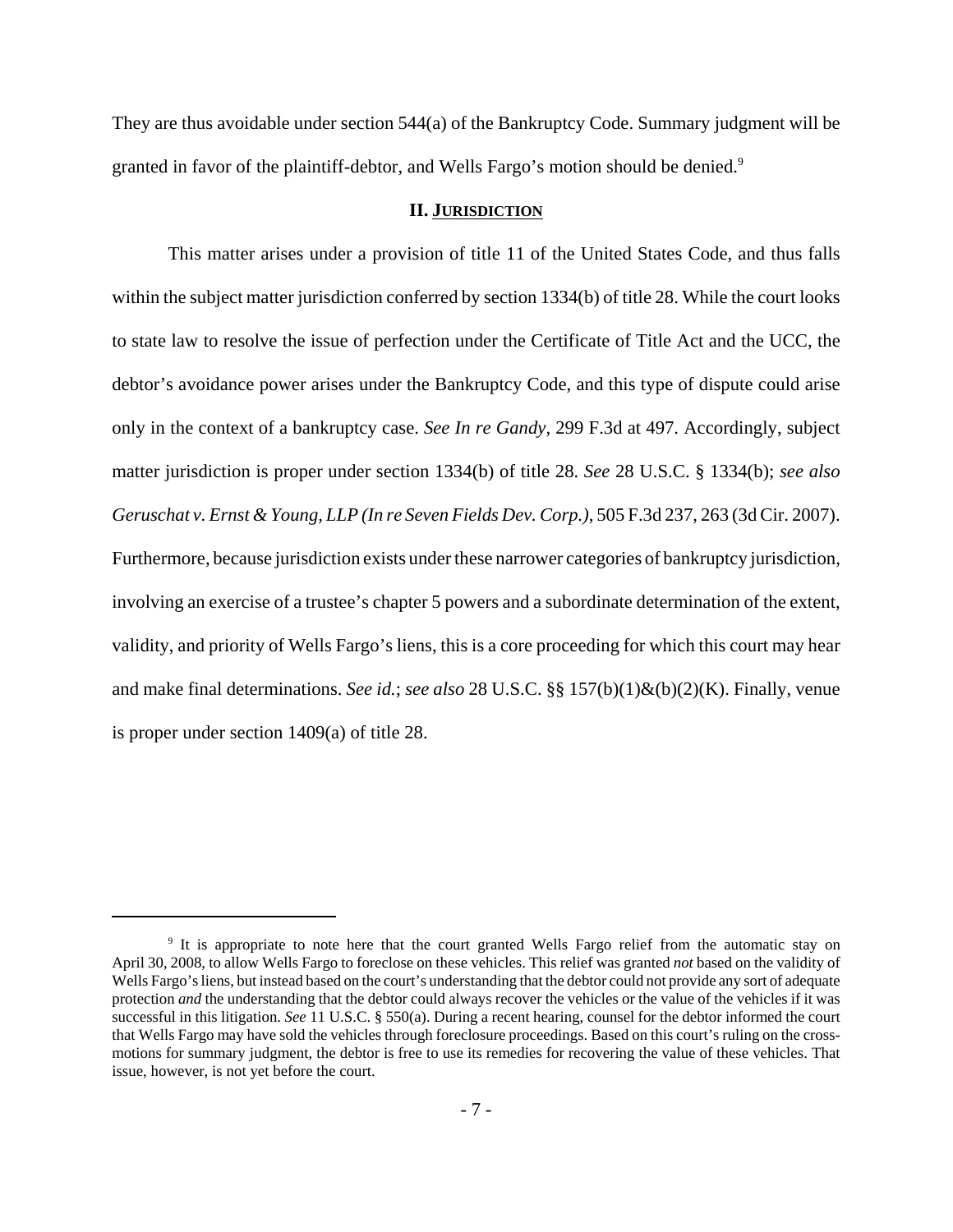They are thus avoidable under section 544(a) of the Bankruptcy Code. Summary judgment will be granted in favor of the plaintiff-debtor, and Wells Fargo's motion should be denied.[9]

## II. JURISDICTION

This matter arises under a provision of title 11 of the United States Code, and thus falls within the subject matter jurisdiction conferred by section 1334(b) of title 28. While the court looks to state law to resolve the issue of perfection under the Certificate of Title Act and the UCC, the debtor's avoidance power arises under the Bankruptcy Code, and this type of dispute could arise only in the context of a bankruptcy case. *See In re Gandy*, 299 F.3d at 497. Accordingly, subject matter jurisdiction is proper under section 1334(b) of title 28. *See* 28 U.S.C. § 1334(b); *see also Geruschat v. Ernst & Young, LLP (In re Seven Fields Dev. Corp.)*, 505 F.3d 237, 263 (3d Cir. 2007). Furthermore, because jurisdiction exists under these narrower categories of bankruptcy jurisdiction, involving an exercise of a trustee's chapter 5 powers and a subordinate determination of the extent, validity, and priority of Wells Fargo's liens, this is a core proceeding for which this court may hear and make final determinations. *See id.*; *see also* 28 U.S.C. §§ 157(b)(1)&(b)(2)(K). Finally, venue is proper under section 1409(a) of title 28.

---

[9] It is appropriate to note here that the court granted Wells Fargo relief from the automatic stay on April 30, 2008, to allow Wells Fargo to foreclose on these vehicles. This relief was granted *not* based on the validity of Wells Fargo's liens, but instead based on the court's understanding that the debtor could not provide any sort of adequate protection *and* the understanding that the debtor could always recover the vehicles or the value of the vehicles if it was successful in this litigation. *See* 11 U.S.C. § 550(a). During a recent hearing, counsel for the debtor informed the court that Wells Fargo may have sold the vehicles through foreclosure proceedings. Based on this court's ruling on the cross-motions for summary judgment, the debtor is free to use its remedies for recovering the value of these vehicles. That issue, however, is not yet before the court.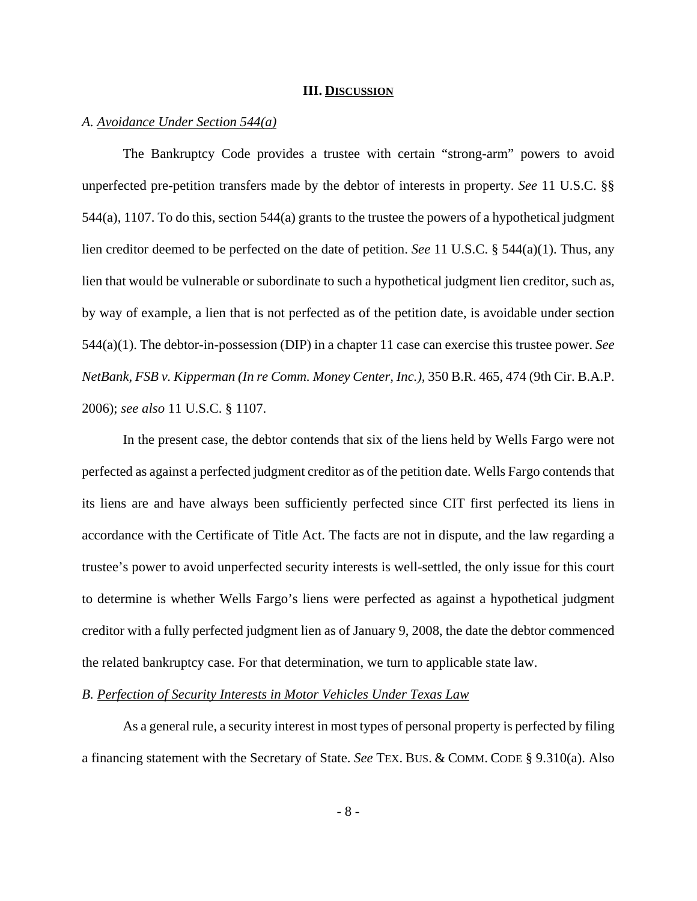## III. DISCUSSION

*A. Avoidance Under Section 544(a)*

The Bankruptcy Code provides a trustee with certain "strong-arm" powers to avoid unperfected pre-petition transfers made by the debtor of interests in property. *See* 11 U.S.C. §§ 544(a), 1107. To do this, section 544(a) grants to the trustee the powers of a hypothetical judgment lien creditor deemed to be perfected on the date of petition. *See* 11 U.S.C. § 544(a)(1). Thus, any lien that would be vulnerable or subordinate to such a hypothetical judgment lien creditor, such as, by way of example, a lien that is not perfected as of the petition date, is avoidable under section 544(a)(1). The debtor-in-possession (DIP) in a chapter 11 case can exercise this trustee power. *See NetBank, FSB v. Kipperman (In re Comm. Money Center, Inc.),* 350 B.R. 465, 474 (9th Cir. B.A.P. 2006); *see also* 11 U.S.C. § 1107.

In the present case, the debtor contends that six of the liens held by Wells Fargo were not perfected as against a perfected judgment creditor as of the petition date. Wells Fargo contends that its liens are and have always been sufficiently perfected since CIT first perfected its liens in accordance with the Certificate of Title Act. The facts are not in dispute, and the law regarding a trustee's power to avoid unperfected security interests is well-settled, the only issue for this court to determine is whether Wells Fargo's liens were perfected as against a hypothetical judgment creditor with a fully perfected judgment lien as of January 9, 2008, the date the debtor commenced the related bankruptcy case. For that determination, we turn to applicable state law.

*B. Perfection of Security Interests in Motor Vehicles Under Texas Law*

As a general rule, a security interest in most types of personal property is perfected by filing a financing statement with the Secretary of State. *See* TEX. BUS. & COMM. CODE § 9.310(a). Also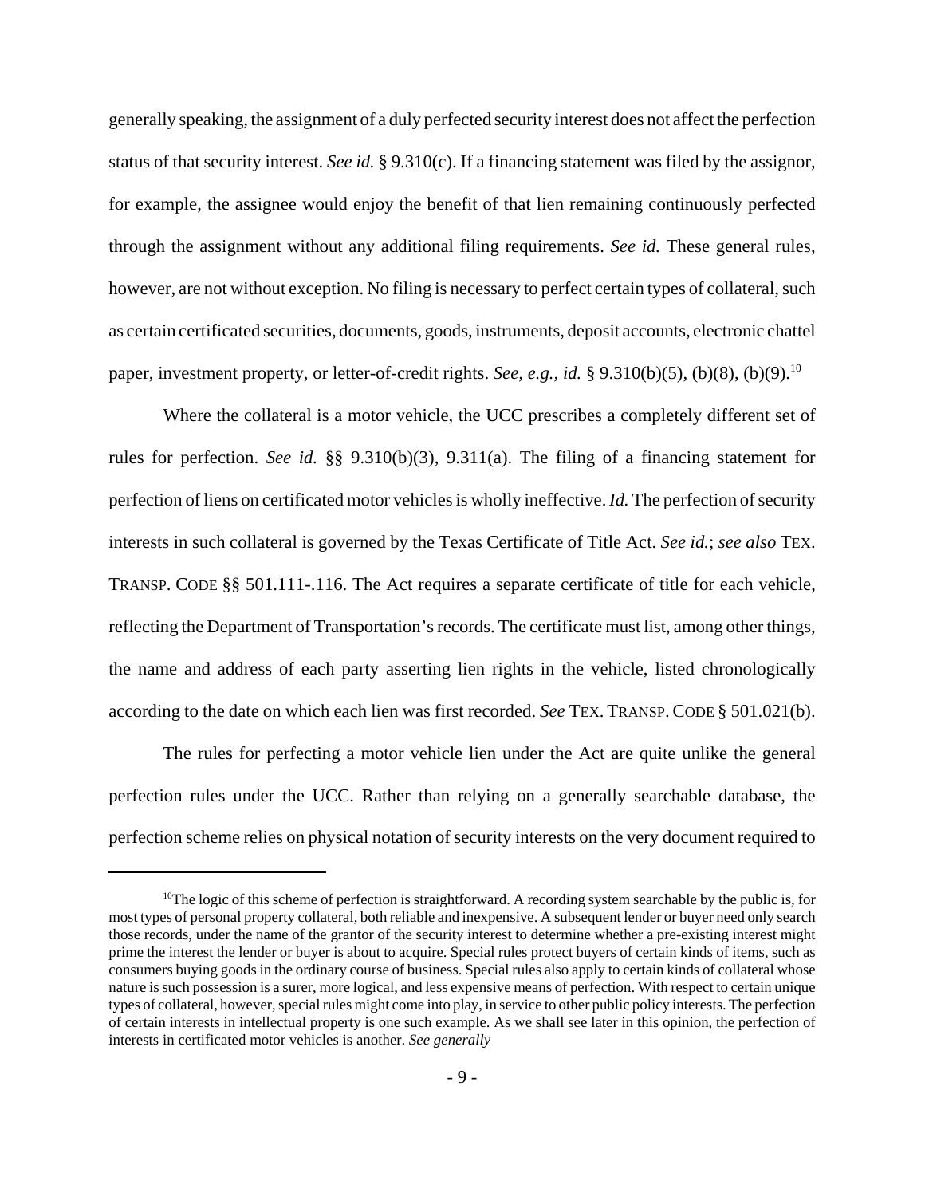generally speaking, the assignment of a duly perfected security interest does not affect the perfection status of that security interest. *See id.* § 9.310(c). If a financing statement was filed by the assignor, for example, the assignee would enjoy the benefit of that lien remaining continuously perfected through the assignment without any additional filing requirements. *See id.* These general rules, however, are not without exception. No filing is necessary to perfect certain types of collateral, such as certain certificated securities, documents, goods, instruments, deposit accounts, electronic chattel paper, investment property, or letter-of-credit rights. *See, e.g.*, *id.* § 9.310(b)(5), (b)(8), (b)(9).[10]

Where the collateral is a motor vehicle, the UCC prescribes a completely different set of rules for perfection. *See id.* §§ 9.310(b)(3), 9.311(a). The filing of a financing statement for perfection of liens on certificated motor vehicles is wholly ineffective. *Id.* The perfection of security interests in such collateral is governed by the Texas Certificate of Title Act. *See id.*; *see also* TEX. TRANSP. CODE §§ 501.111-.116. The Act requires a separate certificate of title for each vehicle, reflecting the Department of Transportation's records. The certificate must list, among other things, the name and address of each party asserting lien rights in the vehicle, listed chronologically according to the date on which each lien was first recorded. *See* TEX. TRANSP. CODE § 501.021(b).

The rules for perfecting a motor vehicle lien under the Act are quite unlike the general perfection rules under the UCC. Rather than relying on a generally searchable database, the perfection scheme relies on physical notation of security interests on the very document required to

---

[10] The logic of this scheme of perfection is straightforward. A recording system searchable by the public is, for most types of personal property collateral, both reliable and inexpensive. A subsequent lender or buyer need only search those records, under the name of the grantor of the security interest to determine whether a pre-existing interest might prime the interest the lender or buyer is about to acquire. Special rules protect buyers of certain kinds of items, such as consumers buying goods in the ordinary course of business. Special rules also apply to certain kinds of collateral whose nature is such possession is a surer, more logical, and less expensive means of perfection. With respect to certain unique types of collateral, however, special rules might come into play, in service to other public policy interests. The perfection of certain interests in intellectual property is one such example. As we shall see later in this opinion, the perfection of interests in certificated motor vehicles is another. *See generally*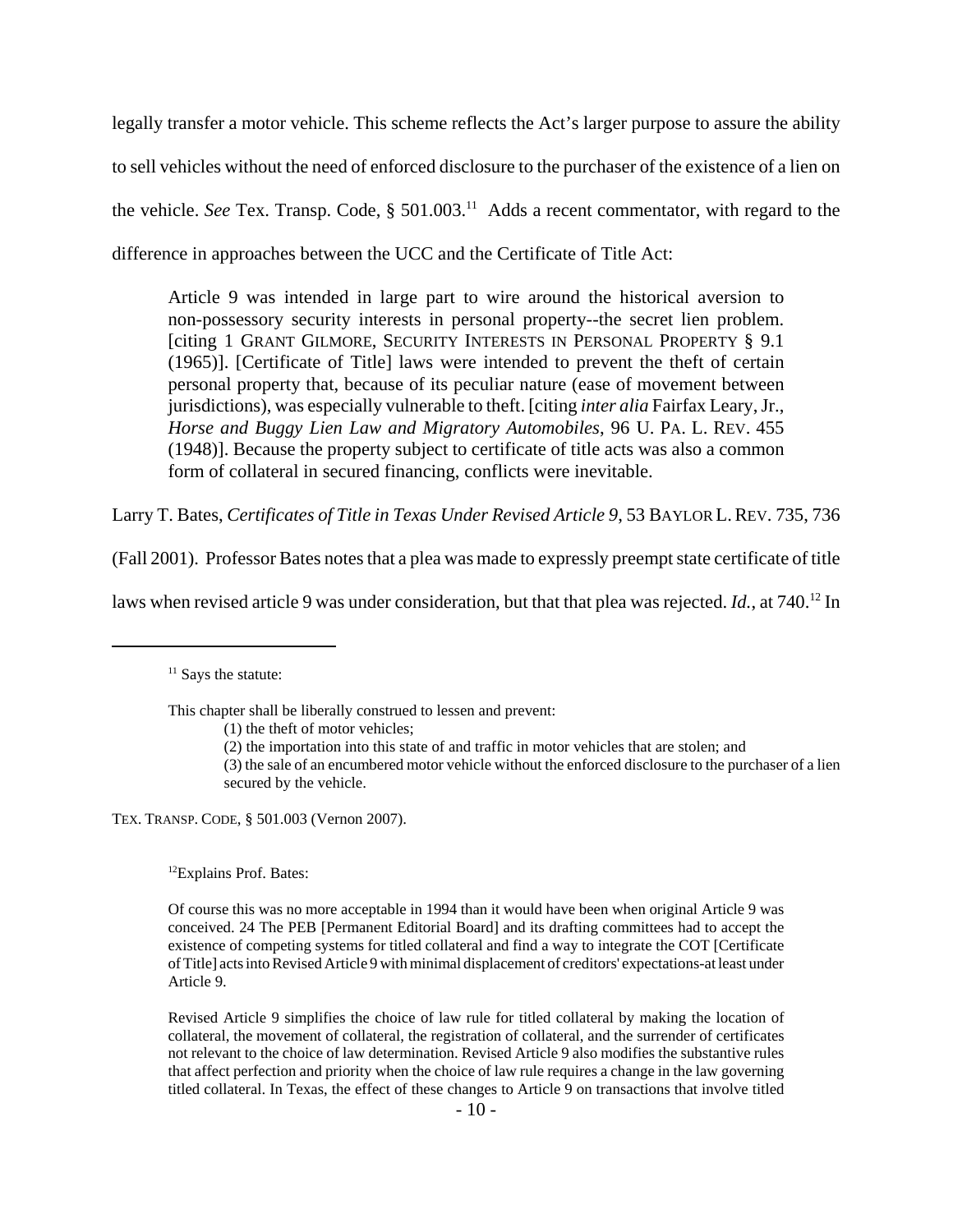legally transfer a motor vehicle. This scheme reflects the Act's larger purpose to assure the ability to sell vehicles without the need of enforced disclosure to the purchaser of the existence of a lien on the vehicle. *See* Tex. Transp. Code, § 501.003.[11] Adds a recent commentator, with regard to the difference in approaches between the UCC and the Certificate of Title Act:

> Article 9 was intended in large part to wire around the historical aversion to non-possessory security interests in personal property--the secret lien problem. [citing 1 GRANT GILMORE, SECURITY INTERESTS IN PERSONAL PROPERTY § 9.1 (1965)]. [Certificate of Title] laws were intended to prevent the theft of certain personal property that, because of its peculiar nature (ease of movement between jurisdictions), was especially vulnerable to theft. [citing *inter alia* Fairfax Leary, Jr., *Horse and Buggy Lien Law and Migratory Automobiles*, 96 U. PA. L. REV. 455 (1948)]. Because the property subject to certificate of title acts was also a common form of collateral in secured financing, conflicts were inevitable.

Larry T. Bates, *Certificates of Title in Texas Under Revised Article 9*, 53 BAYLOR L. REV. 735, 736 (Fall 2001). Professor Bates notes that a plea was made to expressly preempt state certificate of title laws when revised article 9 was under consideration, but that that plea was rejected. *Id.*, at 740.[12] In

---

[11] Says the statute:

> This chapter shall be liberally construed to lessen and prevent:
>
> (1) the theft of motor vehicles;
>
> (2) the importation into this state of and traffic in motor vehicles that are stolen; and
>
> (3) the sale of an encumbered motor vehicle without the enforced disclosure to the purchaser of a lien secured by the vehicle.

TEX. TRANSP. CODE, § 501.003 (Vernon 2007).

[12] Explains Prof. Bates:

> Of course this was no more acceptable in 1994 than it would have been when original Article 9 was conceived. 24 The PEB [Permanent Editorial Board] and its drafting committees had to accept the existence of competing systems for titled collateral and find a way to integrate the COT [Certificate of Title] acts into Revised Article 9 with minimal displacement of creditors' expectations-at least under Article 9.
>
> Revised Article 9 simplifies the choice of law rule for titled collateral by making the location of collateral, the movement of collateral, the registration of collateral, and the surrender of certificates not relevant to the choice of law determination. Revised Article 9 also modifies the substantive rules that affect perfection and priority when the choice of law rule requires a change in the law governing titled collateral. In Texas, the effect of these changes to Article 9 on transactions that involve titled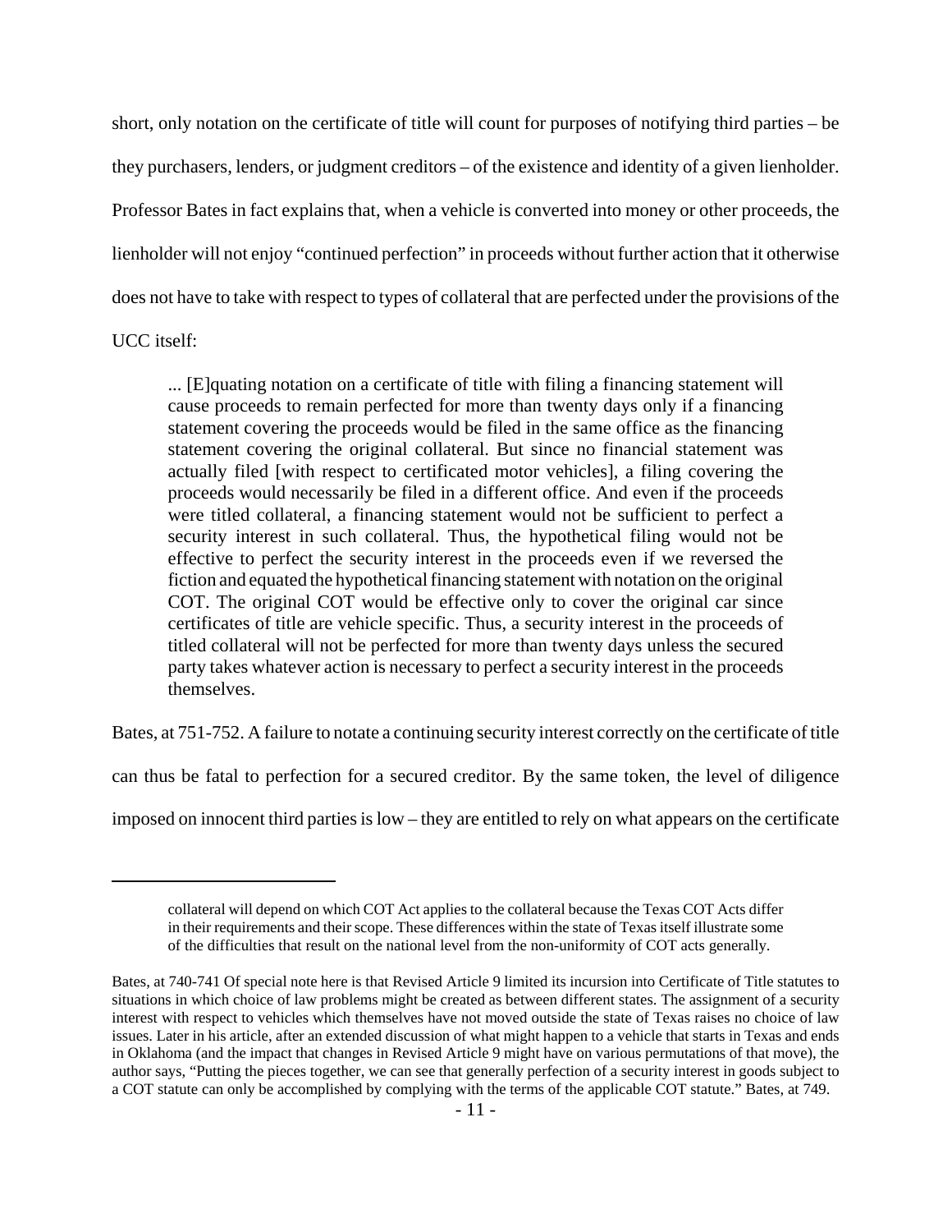short, only notation on the certificate of title will count for purposes of notifying third parties – be they purchasers, lenders, or judgment creditors – of the existence and identity of a given lienholder. Professor Bates in fact explains that, when a vehicle is converted into money or other proceeds, the lienholder will not enjoy "continued perfection" in proceeds without further action that it otherwise does not have to take with respect to types of collateral that are perfected under the provisions of the UCC itself:

> ... [E]quating notation on a certificate of title with filing a financing statement will cause proceeds to remain perfected for more than twenty days only if a financing statement covering the proceeds would be filed in the same office as the financing statement covering the original collateral. But since no financial statement was actually filed [with respect to certificated motor vehicles], a filing covering the proceeds would necessarily be filed in a different office. And even if the proceeds were titled collateral, a financing statement would not be sufficient to perfect a security interest in such collateral. Thus, the hypothetical filing would not be effective to perfect the security interest in the proceeds even if we reversed the fiction and equated the hypothetical financing statement with notation on the original COT. The original COT would be effective only to cover the original car since certificates of title are vehicle specific. Thus, a security interest in the proceeds of titled collateral will not be perfected for more than twenty days unless the secured party takes whatever action is necessary to perfect a security interest in the proceeds themselves.

Bates, at 751-752. A failure to notate a continuing security interest correctly on the certificate of title can thus be fatal to perfection for a secured creditor. By the same token, the level of diligence imposed on innocent third parties is low – they are entitled to rely on what appears on the certificate

---

> collateral will depend on which COT Act applies to the collateral because the Texas COT Acts differ in their requirements and their scope. These differences within the state of Texas itself illustrate some of the difficulties that result on the national level from the non-uniformity of COT acts generally.

Bates, at 740-741 Of special note here is that Revised Article 9 limited its incursion into Certificate of Title statutes to situations in which choice of law problems might be created as between different states. The assignment of a security interest with respect to vehicles which themselves have not moved outside the state of Texas raises no choice of law issues. Later in his article, after an extended discussion of what might happen to a vehicle that starts in Texas and ends in Oklahoma (and the impact that changes in Revised Article 9 might have on various permutations of that move), the author says, "Putting the pieces together, we can see that generally perfection of a security interest in goods subject to a COT statute can only be accomplished by complying with the terms of the applicable COT statute." Bates, at 749.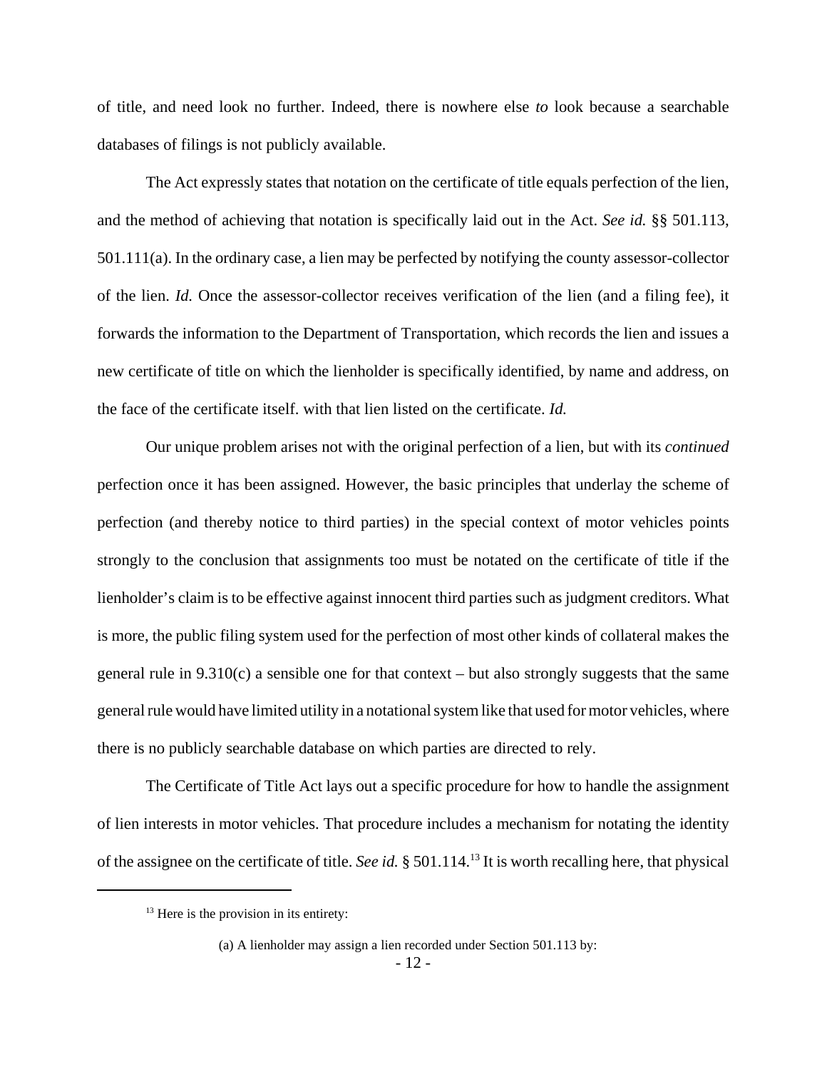of title, and need look no further. Indeed, there is nowhere else *to* look because a searchable databases of filings is not publicly available.

The Act expressly states that notation on the certificate of title equals perfection of the lien, and the method of achieving that notation is specifically laid out in the Act. *See id.* §§ 501.113, 501.111(a). In the ordinary case, a lien may be perfected by notifying the county assessor-collector of the lien. *Id.* Once the assessor-collector receives verification of the lien (and a filing fee), it forwards the information to the Department of Transportation, which records the lien and issues a new certificate of title on which the lienholder is specifically identified, by name and address, on the face of the certificate itself. with that lien listed on the certificate. *Id.*

Our unique problem arises not with the original perfection of a lien, but with its *continued* perfection once it has been assigned. However, the basic principles that underlay the scheme of perfection (and thereby notice to third parties) in the special context of motor vehicles points strongly to the conclusion that assignments too must be notated on the certificate of title if the lienholder's claim is to be effective against innocent third parties such as judgment creditors. What is more, the public filing system used for the perfection of most other kinds of collateral makes the general rule in 9.310(c) a sensible one for that context – but also strongly suggests that the same general rule would have limited utility in a notational system like that used for motor vehicles, where there is no publicly searchable database on which parties are directed to rely.

The Certificate of Title Act lays out a specific procedure for how to handle the assignment of lien interests in motor vehicles. That procedure includes a mechanism for notating the identity of the assignee on the certificate of title. *See id.* § 501.114.[13] It is worth recalling here, that physical

---

[13] Here is the provision in its entirety:

(a) A lienholder may assign a lien recorded under Section 501.113 by: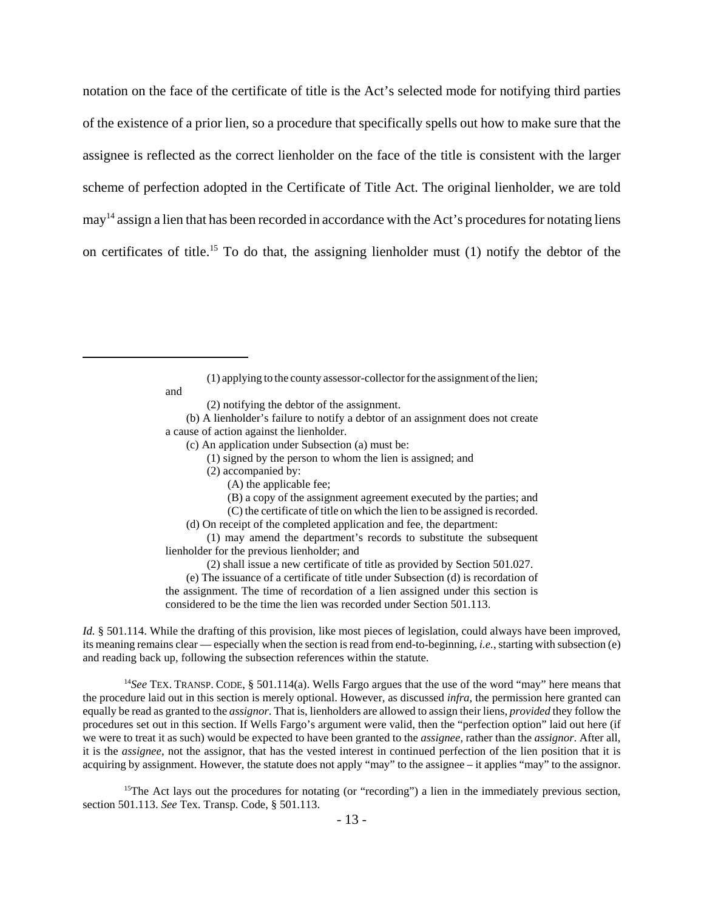notation on the face of the certificate of title is the Act's selected mode for notifying third parties of the existence of a prior lien, so a procedure that specifically spells out how to make sure that the assignee is reflected as the correct lienholder on the face of the title is consistent with the larger scheme of perfection adopted in the Certificate of Title Act. The original lienholder, we are told may[14] assign a lien that has been recorded in accordance with the Act's procedures for notating liens on certificates of title.[15] To do that, the assigning lienholder must (1) notify the debtor of the

---

> (1) applying to the county assessor-collector for the assignment of the lien; and
>
> (2) notifying the debtor of the assignment.
>
> (b) A lienholder's failure to notify a debtor of an assignment does not create a cause of action against the lienholder.
>
> (c) An application under Subsection (a) must be:
>
> (1) signed by the person to whom the lien is assigned; and
>
> (2) accompanied by:
>
> (A) the applicable fee;
>
> (B) a copy of the assignment agreement executed by the parties; and
>
> (C) the certificate of title on which the lien to be assigned is recorded.
>
> (d) On receipt of the completed application and fee, the department:
>
> (1) may amend the department's records to substitute the subsequent lienholder for the previous lienholder; and
>
> (2) shall issue a new certificate of title as provided by Section 501.027.
>
> (e) The issuance of a certificate of title under Subsection (d) is recordation of the assignment. The time of recordation of a lien assigned under this section is considered to be the time the lien was recorded under Section 501.113.

*Id.* § 501.114. While the drafting of this provision, like most pieces of legislation, could always have been improved, its meaning remains clear — especially when the section is read from end-to-beginning, *i.e.*, starting with subsection (e) and reading back up, following the subsection references within the statute.

[14] *See* TEX. TRANSP. CODE, § 501.114(a). Wells Fargo argues that the use of the word "may" here means that the procedure laid out in this section is merely optional. However, as discussed *infra*, the permission here granted can equally be read as granted to the *assignor*. That is, lienholders are allowed to assign their liens, *provided* they follow the procedures set out in this section. If Wells Fargo's argument were valid, then the "perfection option" laid out here (if we were to treat it as such) would be expected to have been granted to the *assignee*, rather than the *assignor*. After all, it is the *assignee*, not the assignor, that has the vested interest in continued perfection of the lien position that it is acquiring by assignment. However, the statute does not apply "may" to the assignee – it applies "may" to the assignor.

[15] The Act lays out the procedures for notating (or "recording") a lien in the immediately previous section, section 501.113. *See* Tex. Transp. Code, § 501.113.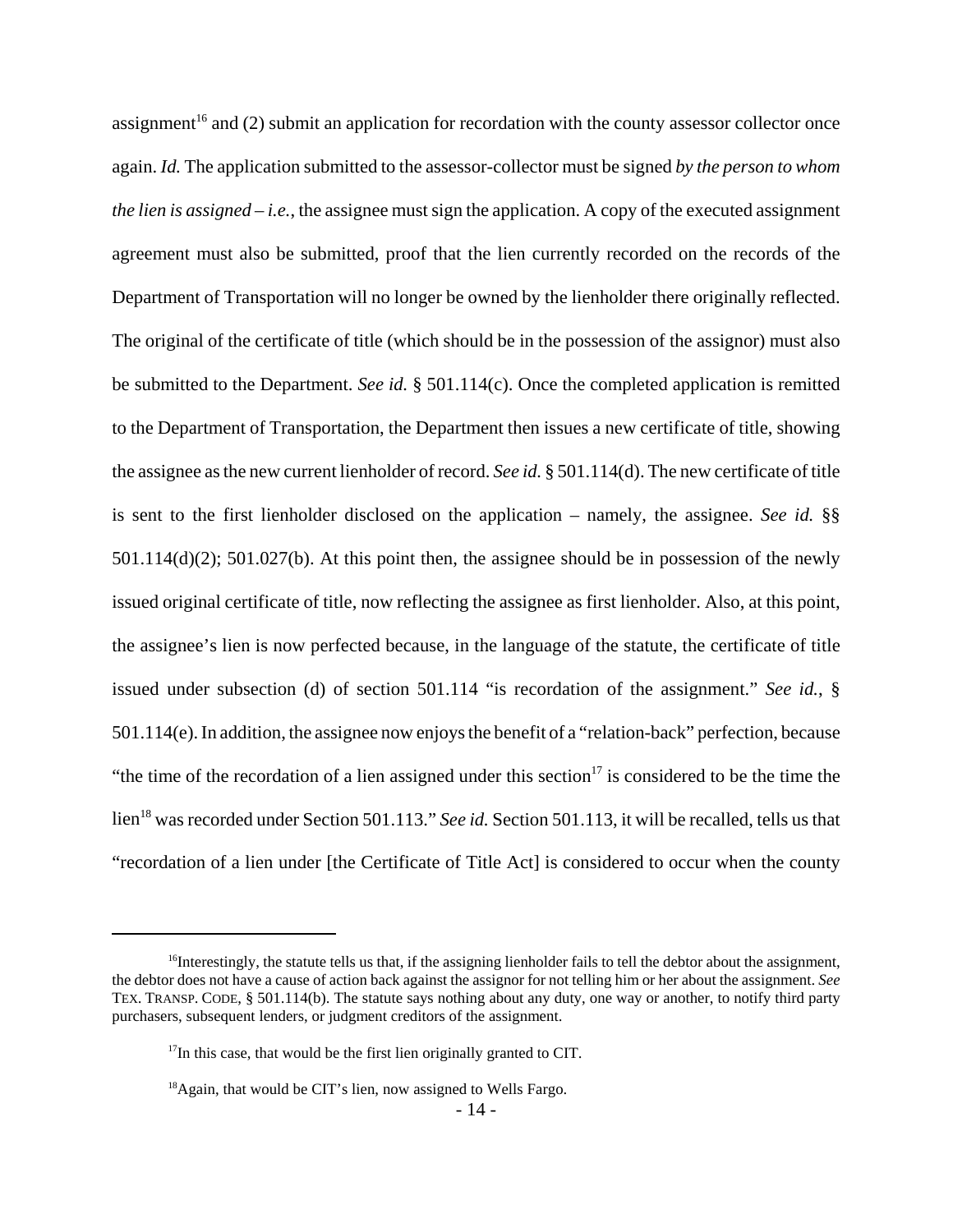assignment[16] and (2) submit an application for recordation with the county assessor collector once again. *Id.* The application submitted to the assessor-collector must be signed *by the person to whom the lien is assigned – i.e.*, the assignee must sign the application. A copy of the executed assignment agreement must also be submitted, proof that the lien currently recorded on the records of the Department of Transportation will no longer be owned by the lienholder there originally reflected. The original of the certificate of title (which should be in the possession of the assignor) must also be submitted to the Department. *See id.* § 501.114(c). Once the completed application is remitted to the Department of Transportation, the Department then issues a new certificate of title, showing the assignee as the new current lienholder of record. *See id.* § 501.114(d). The new certificate of title is sent to the first lienholder disclosed on the application – namely, the assignee. *See id.* §§ 501.114(d)(2); 501.027(b). At this point then, the assignee should be in possession of the newly issued original certificate of title, now reflecting the assignee as first lienholder. Also, at this point, the assignee's lien is now perfected because, in the language of the statute, the certificate of title issued under subsection (d) of section 501.114 "is recordation of the assignment." *See id.*, § 501.114(e). In addition, the assignee now enjoys the benefit of a "relation-back" perfection, because "the time of the recordation of a lien assigned under this section[17] is considered to be the time the lien[18] was recorded under Section 501.113." *See id.* Section 501.113, it will be recalled, tells us that "recordation of a lien under [the Certificate of Title Act] is considered to occur when the county

---

[16]Interestingly, the statute tells us that, if the assigning lienholder fails to tell the debtor about the assignment, the debtor does not have a cause of action back against the assignor for not telling him or her about the assignment. *See* TEX. TRANSP. CODE, § 501.114(b). The statute says nothing about any duty, one way or another, to notify third party purchasers, subsequent lenders, or judgment creditors of the assignment.

[17]In this case, that would be the first lien originally granted to CIT.

[18]Again, that would be CIT's lien, now assigned to Wells Fargo.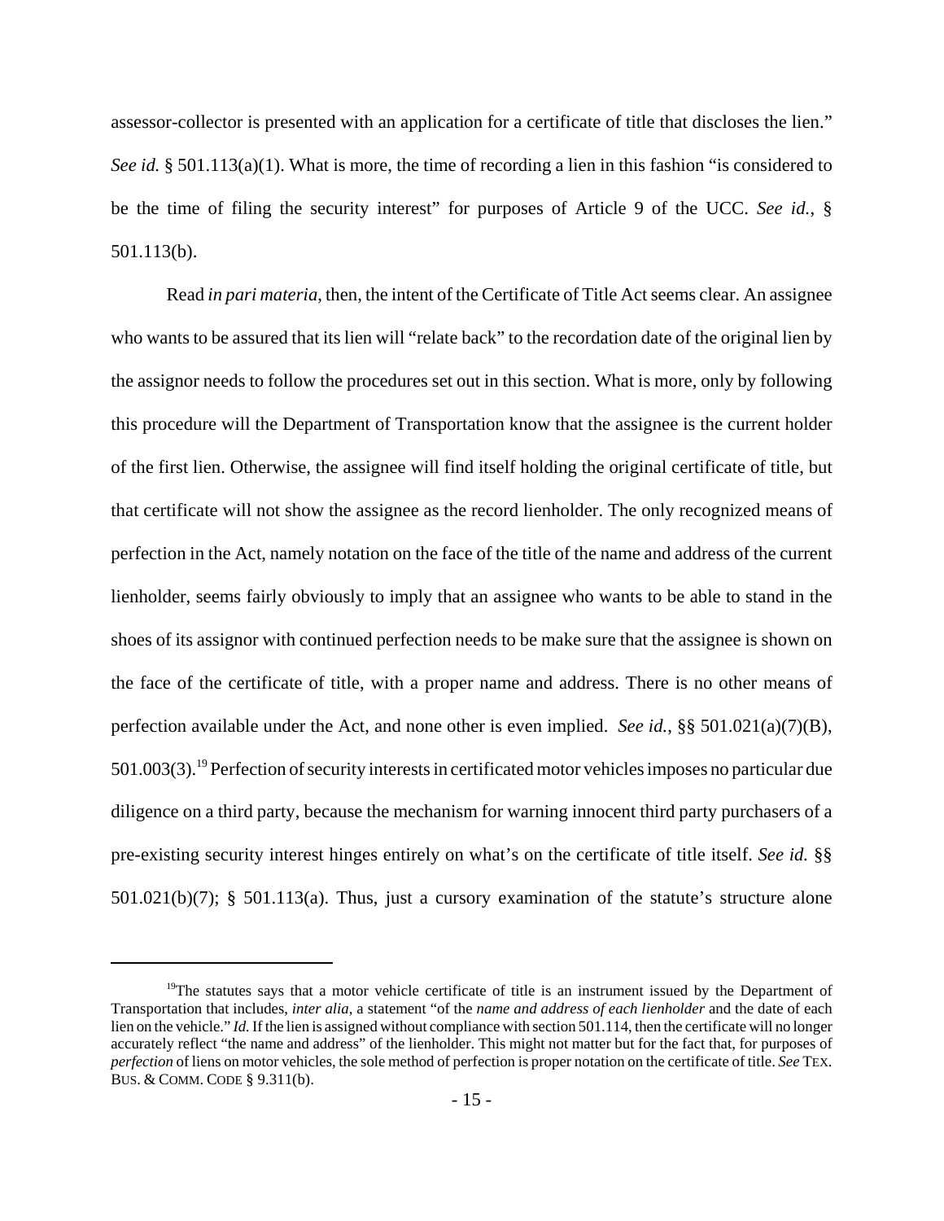assessor-collector is presented with an application for a certificate of title that discloses the lien." *See id.* § 501.113(a)(1). What is more, the time of recording a lien in this fashion "is considered to be the time of filing the security interest" for purposes of Article 9 of the UCC. *See id.*, § 501.113(b).

Read *in pari materia*, then, the intent of the Certificate of Title Act seems clear. An assignee who wants to be assured that its lien will "relate back" to the recordation date of the original lien by the assignor needs to follow the procedures set out in this section. What is more, only by following this procedure will the Department of Transportation know that the assignee is the current holder of the first lien. Otherwise, the assignee will find itself holding the original certificate of title, but that certificate will not show the assignee as the record lienholder. The only recognized means of perfection in the Act, namely notation on the face of the title of the name and address of the current lienholder, seems fairly obviously to imply that an assignee who wants to be able to stand in the shoes of its assignor with continued perfection needs to be make sure that the assignee is shown on the face of the certificate of title, with a proper name and address. There is no other means of perfection available under the Act, and none other is even implied. *See id.*, §§ 501.021(a)(7)(B), 501.003(3).[19] Perfection of security interests in certificated motor vehicles imposes no particular due diligence on a third party, because the mechanism for warning innocent third party purchasers of a pre-existing security interest hinges entirely on what's on the certificate of title itself. *See id.* §§ 501.021(b)(7); § 501.113(a). Thus, just a cursory examination of the statute's structure alone

---

[19]The statutes says that a motor vehicle certificate of title is an instrument issued by the Department of Transportation that includes, *inter alia*, a statement "of the *name and address of each lienholder* and the date of each lien on the vehicle." *Id.* If the lien is assigned without compliance with section 501.114, then the certificate will no longer accurately reflect "the name and address" of the lienholder. This might not matter but for the fact that, for purposes of *perfection* of liens on motor vehicles, the sole method of perfection is proper notation on the certificate of title. *See* TEX. BUS. & COMM. CODE § 9.311(b).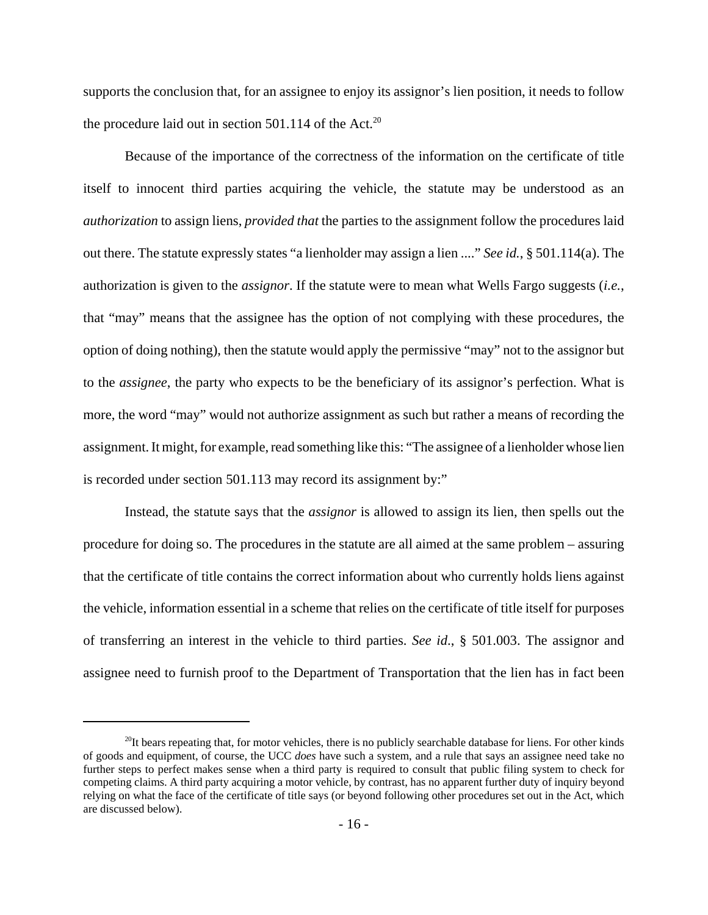supports the conclusion that, for an assignee to enjoy its assignor's lien position, it needs to follow the procedure laid out in section 501.114 of the Act.[20]

Because of the importance of the correctness of the information on the certificate of title itself to innocent third parties acquiring the vehicle, the statute may be understood as an *authorization* to assign liens, *provided that* the parties to the assignment follow the procedures laid out there. The statute expressly states "a lienholder may assign a lien ...." *See id.*, § 501.114(a). The authorization is given to the *assignor*. If the statute were to mean what Wells Fargo suggests (*i.e.*, that "may" means that the assignee has the option of not complying with these procedures, the option of doing nothing), then the statute would apply the permissive "may" not to the assignor but to the *assignee*, the party who expects to be the beneficiary of its assignor's perfection. What is more, the word "may" would not authorize assignment as such but rather a means of recording the assignment. It might, for example, read something like this: "The assignee of a lienholder whose lien is recorded under section 501.113 may record its assignment by:"

Instead, the statute says that the *assignor* is allowed to assign its lien, then spells out the procedure for doing so. The procedures in the statute are all aimed at the same problem – assuring that the certificate of title contains the correct information about who currently holds liens against the vehicle, information essential in a scheme that relies on the certificate of title itself for purposes of transferring an interest in the vehicle to third parties. *See id.*, § 501.003. The assignor and assignee need to furnish proof to the Department of Transportation that the lien has in fact been

---

[20] It bears repeating that, for motor vehicles, there is no publicly searchable database for liens. For other kinds of goods and equipment, of course, the UCC *does* have such a system, and a rule that says an assignee need take no further steps to perfect makes sense when a third party is required to consult that public filing system to check for competing claims. A third party acquiring a motor vehicle, by contrast, has no apparent further duty of inquiry beyond relying on what the face of the certificate of title says (or beyond following other procedures set out in the Act, which are discussed below).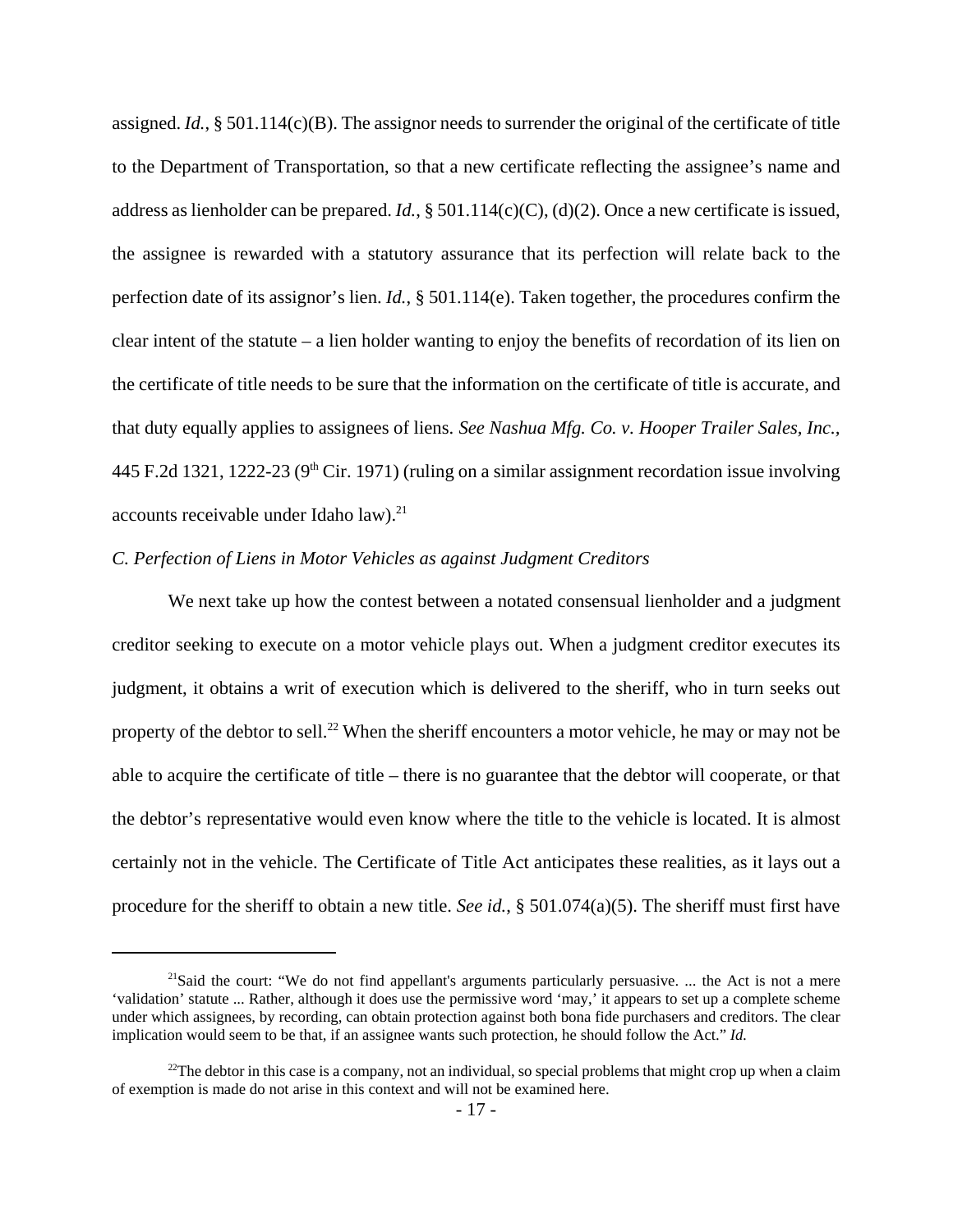assigned. *Id.*, § 501.114(c)(B). The assignor needs to surrender the original of the certificate of title to the Department of Transportation, so that a new certificate reflecting the assignee's name and address as lienholder can be prepared. *Id.*, § 501.114(c)(C), (d)(2). Once a new certificate is issued, the assignee is rewarded with a statutory assurance that its perfection will relate back to the perfection date of its assignor's lien. *Id.*, § 501.114(e). Taken together, the procedures confirm the clear intent of the statute – a lien holder wanting to enjoy the benefits of recordation of its lien on the certificate of title needs to be sure that the information on the certificate of title is accurate, and that duty equally applies to assignees of liens. *See Nashua Mfg. Co. v. Hooper Trailer Sales, Inc.*, 445 F.2d 1321, 1222-23 (9th Cir. 1971) (ruling on a similar assignment recordation issue involving accounts receivable under Idaho law).[21]

*C. Perfection of Liens in Motor Vehicles as against Judgment Creditors*

We next take up how the contest between a notated consensual lienholder and a judgment creditor seeking to execute on a motor vehicle plays out. When a judgment creditor executes its judgment, it obtains a writ of execution which is delivered to the sheriff, who in turn seeks out property of the debtor to sell.[22] When the sheriff encounters a motor vehicle, he may or may not be able to acquire the certificate of title – there is no guarantee that the debtor will cooperate, or that the debtor's representative would even know where the title to the vehicle is located. It is almost certainly not in the vehicle. The Certificate of Title Act anticipates these realities, as it lays out a procedure for the sheriff to obtain a new title. *See id.*, § 501.074(a)(5). The sheriff must first have

---

[21] Said the court: "We do not find appellant's arguments particularly persuasive. ... the Act is not a mere 'validation' statute ... Rather, although it does use the permissive word 'may,' it appears to set up a complete scheme under which assignees, by recording, can obtain protection against both bona fide purchasers and creditors. The clear implication would seem to be that, if an assignee wants such protection, he should follow the Act." *Id.*

[22] The debtor in this case is a company, not an individual, so special problems that might crop up when a claim of exemption is made do not arise in this context and will not be examined here.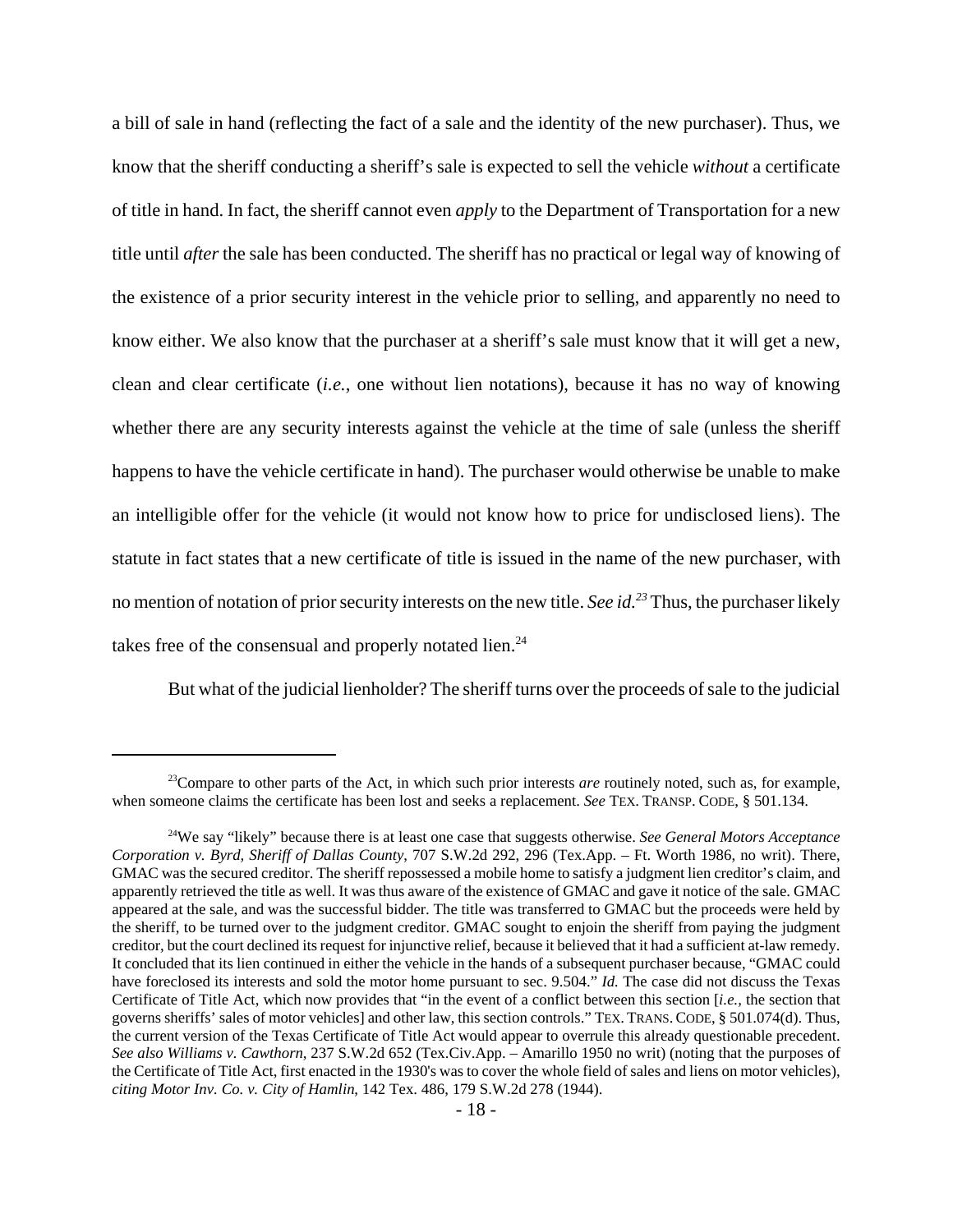a bill of sale in hand (reflecting the fact of a sale and the identity of the new purchaser). Thus, we know that the sheriff conducting a sheriff's sale is expected to sell the vehicle *without* a certificate of title in hand. In fact, the sheriff cannot even *apply* to the Department of Transportation for a new title until *after* the sale has been conducted. The sheriff has no practical or legal way of knowing of the existence of a prior security interest in the vehicle prior to selling, and apparently no need to know either. We also know that the purchaser at a sheriff's sale must know that it will get a new, clean and clear certificate (*i.e.*, one without lien notations), because it has no way of knowing whether there are any security interests against the vehicle at the time of sale (unless the sheriff happens to have the vehicle certificate in hand). The purchaser would otherwise be unable to make an intelligible offer for the vehicle (it would not know how to price for undisclosed liens). The statute in fact states that a new certificate of title is issued in the name of the new purchaser, with no mention of notation of prior security interests on the new title. *See id.*[23] Thus, the purchaser likely takes free of the consensual and properly notated lien.[24]

But what of the judicial lienholder? The sheriff turns over the proceeds of sale to the judicial

---

[23]Compare to other parts of the Act, in which such prior interests *are* routinely noted, such as, for example, when someone claims the certificate has been lost and seeks a replacement. *See* TEX. TRANSP. CODE, § 501.134.

[24]We say "likely" because there is at least one case that suggests otherwise. *See General Motors Acceptance Corporation v. Byrd, Sheriff of Dallas County*, 707 S.W.2d 292, 296 (Tex.App. – Ft. Worth 1986, no writ). There, GMAC was the secured creditor. The sheriff repossessed a mobile home to satisfy a judgment lien creditor's claim, and apparently retrieved the title as well. It was thus aware of the existence of GMAC and gave it notice of the sale. GMAC appeared at the sale, and was the successful bidder. The title was transferred to GMAC but the proceeds were held by the sheriff, to be turned over to the judgment creditor. GMAC sought to enjoin the sheriff from paying the judgment creditor, but the court declined its request for injunctive relief, because it believed that it had a sufficient at-law remedy. It concluded that its lien continued in either the vehicle in the hands of a subsequent purchaser because, "GMAC could have foreclosed its interests and sold the motor home pursuant to sec. 9.504." *Id.* The case did not discuss the Texas Certificate of Title Act, which now provides that "in the event of a conflict between this section [*i.e.,* the section that governs sheriffs' sales of motor vehicles] and other law, this section controls." TEX. TRANS. CODE, § 501.074(d). Thus, the current version of the Texas Certificate of Title Act would appear to overrule this already questionable precedent. *See also Williams v. Cawthorn*, 237 S.W.2d 652 (Tex.Civ.App. – Amarillo 1950 no writ) (noting that the purposes of the Certificate of Title Act, first enacted in the 1930's was to cover the whole field of sales and liens on motor vehicles), *citing Motor Inv. Co. v. City of Hamlin*, 142 Tex. 486, 179 S.W.2d 278 (1944).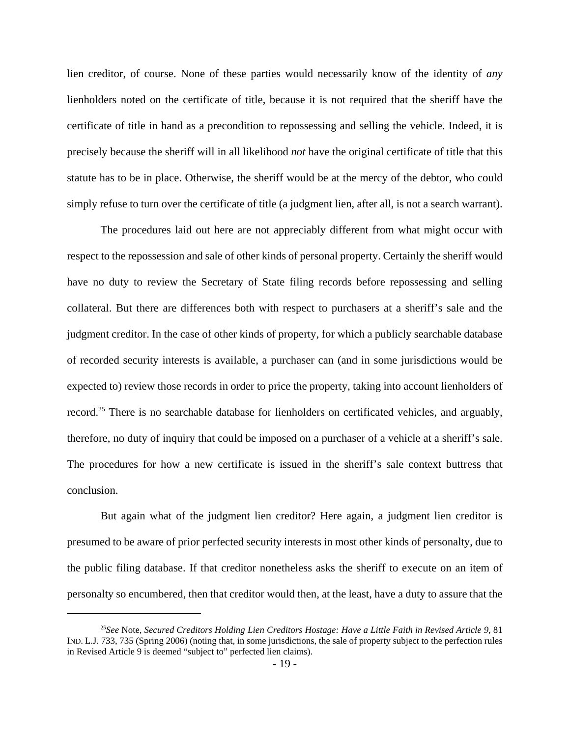lien creditor, of course. None of these parties would necessarily know of the identity of *any* lienholders noted on the certificate of title, because it is not required that the sheriff have the certificate of title in hand as a precondition to repossessing and selling the vehicle. Indeed, it is precisely because the sheriff will in all likelihood *not* have the original certificate of title that this statute has to be in place. Otherwise, the sheriff would be at the mercy of the debtor, who could simply refuse to turn over the certificate of title (a judgment lien, after all, is not a search warrant).

The procedures laid out here are not appreciably different from what might occur with respect to the repossession and sale of other kinds of personal property. Certainly the sheriff would have no duty to review the Secretary of State filing records before repossessing and selling collateral. But there are differences both with respect to purchasers at a sheriff's sale and the judgment creditor. In the case of other kinds of property, for which a publicly searchable database of recorded security interests is available, a purchaser can (and in some jurisdictions would be expected to) review those records in order to price the property, taking into account lienholders of record.[25] There is no searchable database for lienholders on certificated vehicles, and arguably, therefore, no duty of inquiry that could be imposed on a purchaser of a vehicle at a sheriff's sale. The procedures for how a new certificate is issued in the sheriff's sale context buttress that conclusion.

But again what of the judgment lien creditor? Here again, a judgment lien creditor is presumed to be aware of prior perfected security interests in most other kinds of personalty, due to the public filing database. If that creditor nonetheless asks the sheriff to execute on an item of personalty so encumbered, then that creditor would then, at the least, have a duty to assure that the

[25] *See* Note, *Secured Creditors Holding Lien Creditors Hostage: Have a Little Faith in Revised Article 9*, 81 IND. L.J. 733, 735 (Spring 2006) (noting that, in some jurisdictions, the sale of property subject to the perfection rules in Revised Article 9 is deemed "subject to" perfected lien claims).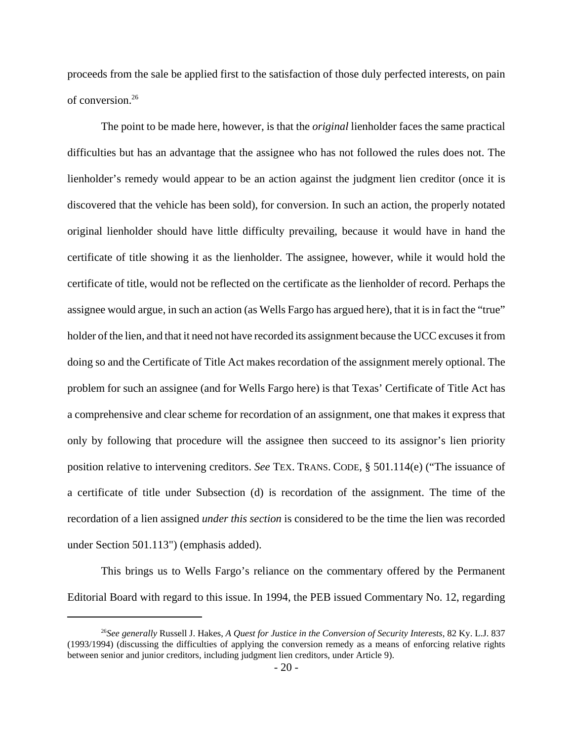proceeds from the sale be applied first to the satisfaction of those duly perfected interests, on pain of conversion.[26]

The point to be made here, however, is that the *original* lienholder faces the same practical difficulties but has an advantage that the assignee who has not followed the rules does not. The lienholder's remedy would appear to be an action against the judgment lien creditor (once it is discovered that the vehicle has been sold), for conversion. In such an action, the properly notated original lienholder should have little difficulty prevailing, because it would have in hand the certificate of title showing it as the lienholder. The assignee, however, while it would hold the certificate of title, would not be reflected on the certificate as the lienholder of record. Perhaps the assignee would argue, in such an action (as Wells Fargo has argued here), that it is in fact the "true" holder of the lien, and that it need not have recorded its assignment because the UCC excuses it from doing so and the Certificate of Title Act makes recordation of the assignment merely optional. The problem for such an assignee (and for Wells Fargo here) is that Texas' Certificate of Title Act has a comprehensive and clear scheme for recordation of an assignment, one that makes it express that only by following that procedure will the assignee then succeed to its assignor's lien priority position relative to intervening creditors. *See* TEX. TRANS. CODE, § 501.114(e) ("The issuance of a certificate of title under Subsection (d) is recordation of the assignment. The time of the recordation of a lien assigned *under this section* is considered to be the time the lien was recorded under Section 501.113") (emphasis added).

This brings us to Wells Fargo's reliance on the commentary offered by the Permanent Editorial Board with regard to this issue. In 1994, the PEB issued Commentary No. 12, regarding

---

[26]*See generally* Russell J. Hakes, *A Quest for Justice in the Conversion of Security Interests*, 82 Ky. L.J. 837 (1993/1994) (discussing the difficulties of applying the conversion remedy as a means of enforcing relative rights between senior and junior creditors, including judgment lien creditors, under Article 9).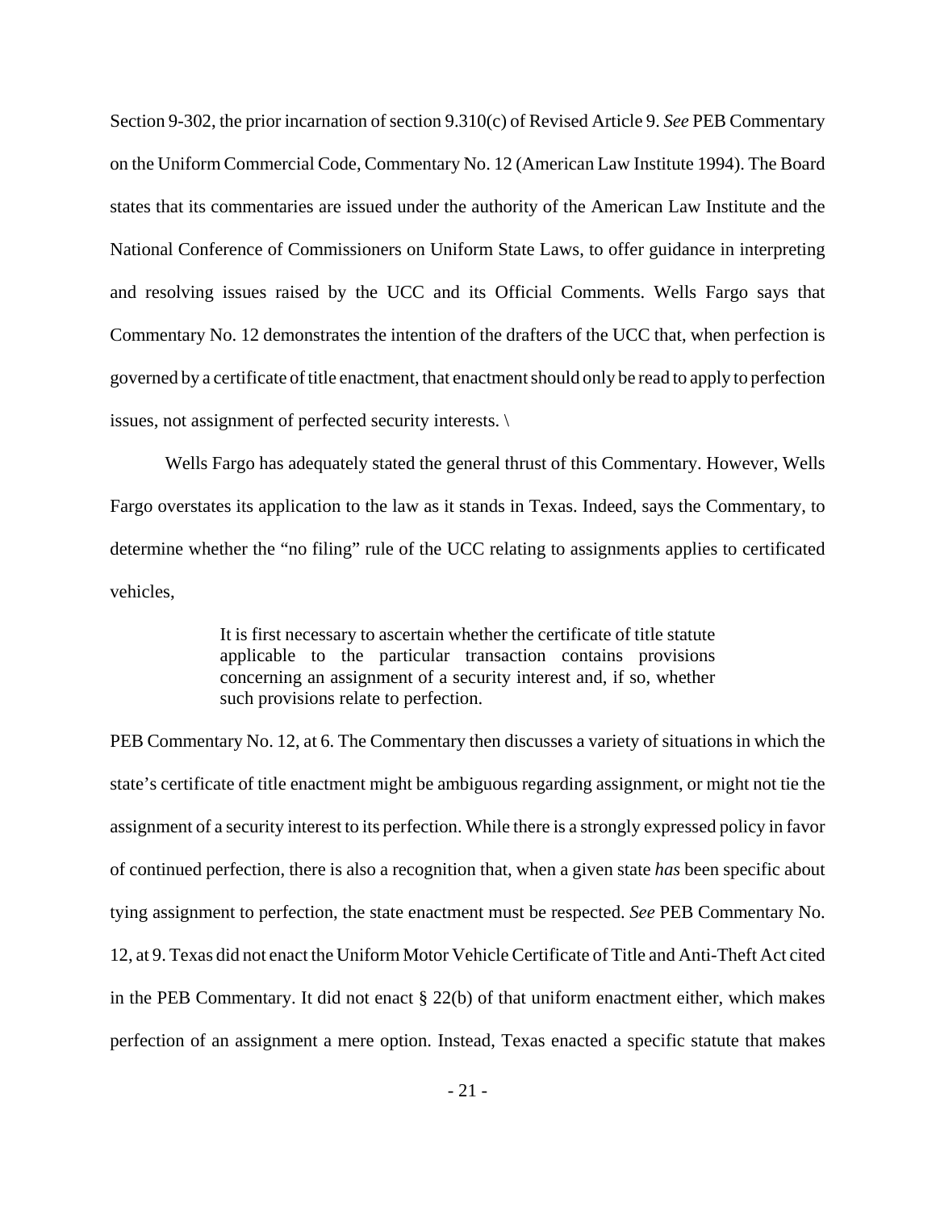Section 9-302, the prior incarnation of section 9.310(c) of Revised Article 9. *See* PEB Commentary on the Uniform Commercial Code, Commentary No. 12 (American Law Institute 1994). The Board states that its commentaries are issued under the authority of the American Law Institute and the National Conference of Commissioners on Uniform State Laws, to offer guidance in interpreting and resolving issues raised by the UCC and its Official Comments. Wells Fargo says that Commentary No. 12 demonstrates the intention of the drafters of the UCC that, when perfection is governed by a certificate of title enactment, that enactment should only be read to apply to perfection issues, not assignment of perfected security interests. \

Wells Fargo has adequately stated the general thrust of this Commentary. However, Wells Fargo overstates its application to the law as it stands in Texas. Indeed, says the Commentary, to determine whether the "no filing" rule of the UCC relating to assignments applies to certificated vehicles,

> It is first necessary to ascertain whether the certificate of title statute applicable to the particular transaction contains provisions concerning an assignment of a security interest and, if so, whether such provisions relate to perfection.

PEB Commentary No. 12, at 6. The Commentary then discusses a variety of situations in which the state's certificate of title enactment might be ambiguous regarding assignment, or might not tie the assignment of a security interest to its perfection. While there is a strongly expressed policy in favor of continued perfection, there is also a recognition that, when a given state *has* been specific about tying assignment to perfection, the state enactment must be respected. *See* PEB Commentary No. 12, at 9. Texas did not enact the Uniform Motor Vehicle Certificate of Title and Anti-Theft Act cited in the PEB Commentary. It did not enact § 22(b) of that uniform enactment either, which makes perfection of an assignment a mere option. Instead, Texas enacted a specific statute that makes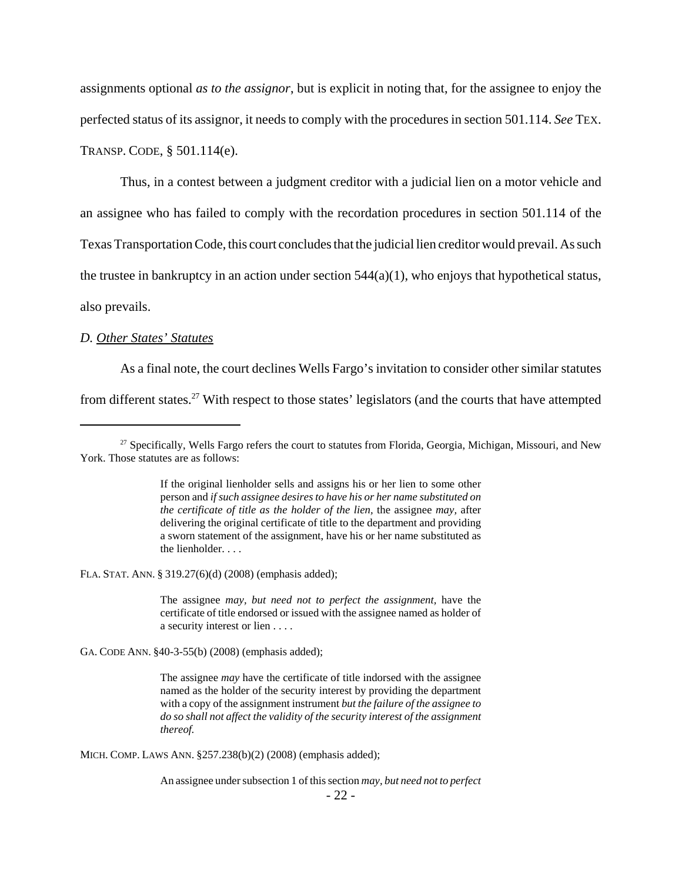assignments optional *as to the assignor*, but is explicit in noting that, for the assignee to enjoy the perfected status of its assignor, it needs to comply with the procedures in section 501.114. *See* TEX. TRANSP. CODE, § 501.114(e).

Thus, in a contest between a judgment creditor with a judicial lien on a motor vehicle and an assignee who has failed to comply with the recordation procedures in section 501.114 of the Texas Transportation Code, this court concludes that the judicial lien creditor would prevail. As such the trustee in bankruptcy in an action under section 544(a)(1), who enjoys that hypothetical status, also prevails.

*D. Other States' Statutes*

As a final note, the court declines Wells Fargo's invitation to consider other similar statutes from different states.[27] With respect to those states' legislators (and the courts that have attempted

---

[27] Specifically, Wells Fargo refers the court to statutes from Florida, Georgia, Michigan, Missouri, and New York. Those statutes are as follows:

> If the original lienholder sells and assigns his or her lien to some other person and *if such assignee desires to have his or her name substituted on the certificate of title as the holder of the lien*, the assignee *may*, after delivering the original certificate of title to the department and providing a sworn statement of the assignment, have his or her name substituted as the lienholder. . . .

FLA. STAT. ANN. § 319.27(6)(d) (2008) (emphasis added);

> The assignee *may, but need not to perfect the assignment*, have the certificate of title endorsed or issued with the assignee named as holder of a security interest or lien . . . .

GA. CODE ANN. §40-3-55(b) (2008) (emphasis added);

> The assignee *may* have the certificate of title indorsed with the assignee named as the holder of the security interest by providing the department with a copy of the assignment instrument *but the failure of the assignee to do so shall not affect the validity of the security interest of the assignment thereof.*

MICH. COMP. LAWS ANN. §257.238(b)(2) (2008) (emphasis added);

> An assignee under subsection 1 of this section *may, but need not to perfect*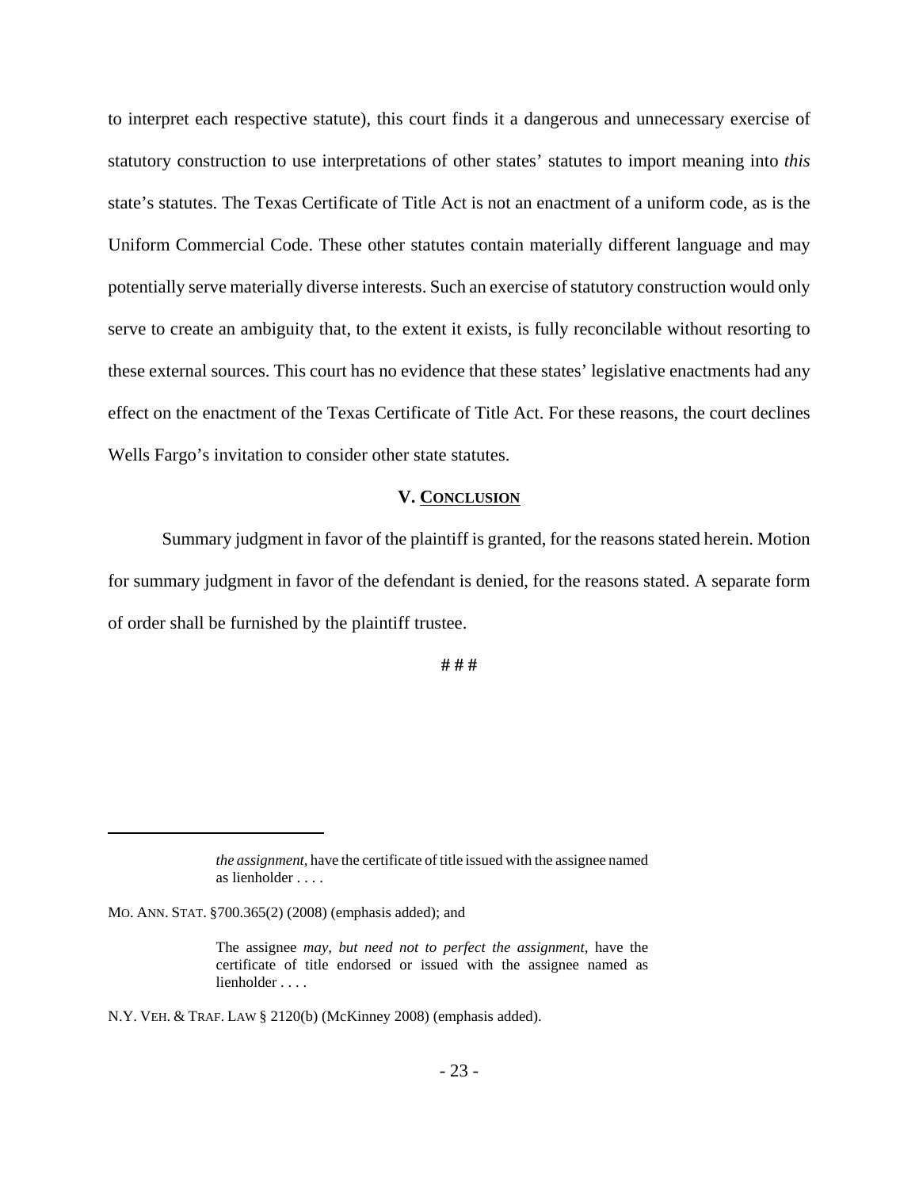to interpret each respective statute), this court finds it a dangerous and unnecessary exercise of statutory construction to use interpretations of other states' statutes to import meaning into *this* state's statutes. The Texas Certificate of Title Act is not an enactment of a uniform code, as is the Uniform Commercial Code. These other statutes contain materially different language and may potentially serve materially diverse interests. Such an exercise of statutory construction would only serve to create an ambiguity that, to the extent it exists, is fully reconcilable without resorting to these external sources. This court has no evidence that these states' legislative enactments had any effect on the enactment of the Texas Certificate of Title Act. For these reasons, the court declines Wells Fargo's invitation to consider other state statutes.

## V. CONCLUSION

Summary judgment in favor of the plaintiff is granted, for the reasons stated herein. Motion for summary judgment in favor of the defendant is denied, for the reasons stated. A separate form of order shall be furnished by the plaintiff trustee.

# # #

---

> *the assignment*, have the certificate of title issued with the assignee named as lienholder . . . .

MO. ANN. STAT. §700.365(2) (2008) (emphasis added); and

> The assignee *may, but need not to perfect the assignment*, have the certificate of title endorsed or issued with the assignee named as lienholder . . . .

N.Y. VEH. & TRAF. LAW § 2120(b) (McKinney 2008) (emphasis added).